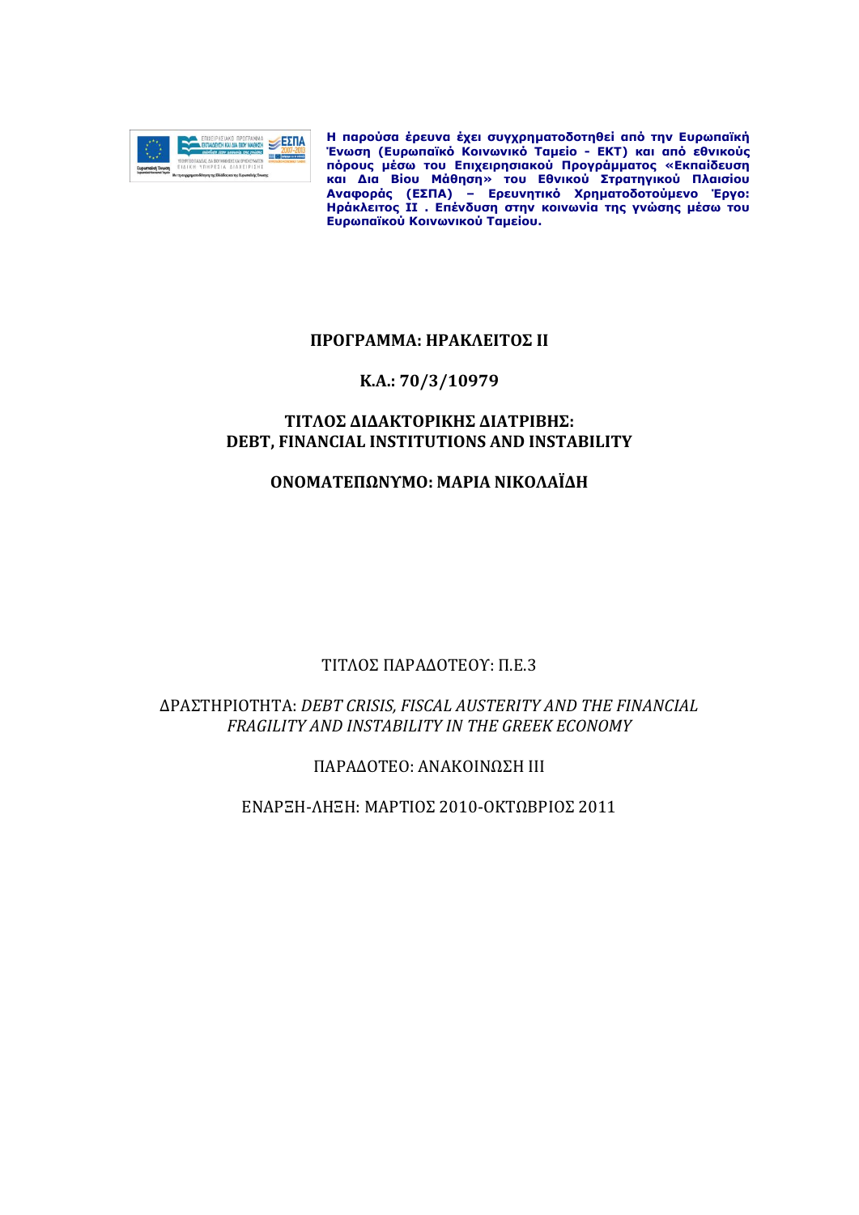**Η παρούσα έρευνα έχει συγχρηματοδοτηθεί από την Ευρωπαϊκή Ένωση (Ευρωπαϊκό Κοινωνικό Ταμείο - ΕΚΤ) και από εθνικούς πόρους μέσω του Επιχειρησιακού Προγράμματος «Εκπαίδευση και Δια Βίου Μάθηση» του Εθνικού Στρατηγικού Πλαισίου Αναφοράς (ΕΣΠΑ) – Ερευνητικό Χρηματοδοτούμενο Έργο: Ηράκλειτος ΙΙ . Επένδυση στην κοινωνία της γνώσης μέσω του Ευρωπαϊκού Κοινωνικού Ταμείου.**

**ΠΡΟΓΡΑΜΜΑ: ΗΡΑΚΛΕΙΤΟΣ ΙΙ**

**Κ.Α.: 70/3/10979**

**ΤΙΤΛΟΣ ΔΙΔΑΚΤΟΡΙΚΗΣ ΔΙΑΤΡΙΒΗΣ:
DEBT, FINANCIAL INSTITUTIONS AND INSTABILITY**

**ΟΝΟΜΑΤΕΠΩΝΥΜΟ: ΜΑΡΙΑ ΝΙΚΟΛΑΪΔΗ**

ΤΙΤΛΟΣ ΠΑΡΑΔΟΤΕΟΥ: Π.Ε.3

ΔΡΑΣΤΗΡΙΟΤΗΤΑ: *DEBT CRISIS, FISCAL AUSTERITY AND THE FINANCIAL FRAGILITY AND INSTABILITY IN THE GREEK ECONOMY*

ΠΑΡΑΔΟΤΕΟ: ΑΝΑΚΟΙΝΩΣΗ ΙΙΙ

ΕΝΑΡΞΗ-ΛΗΞΗ: ΜΑΡΤΙΟΣ 2010-ΟΚΤΩΒΡΙΟΣ 2011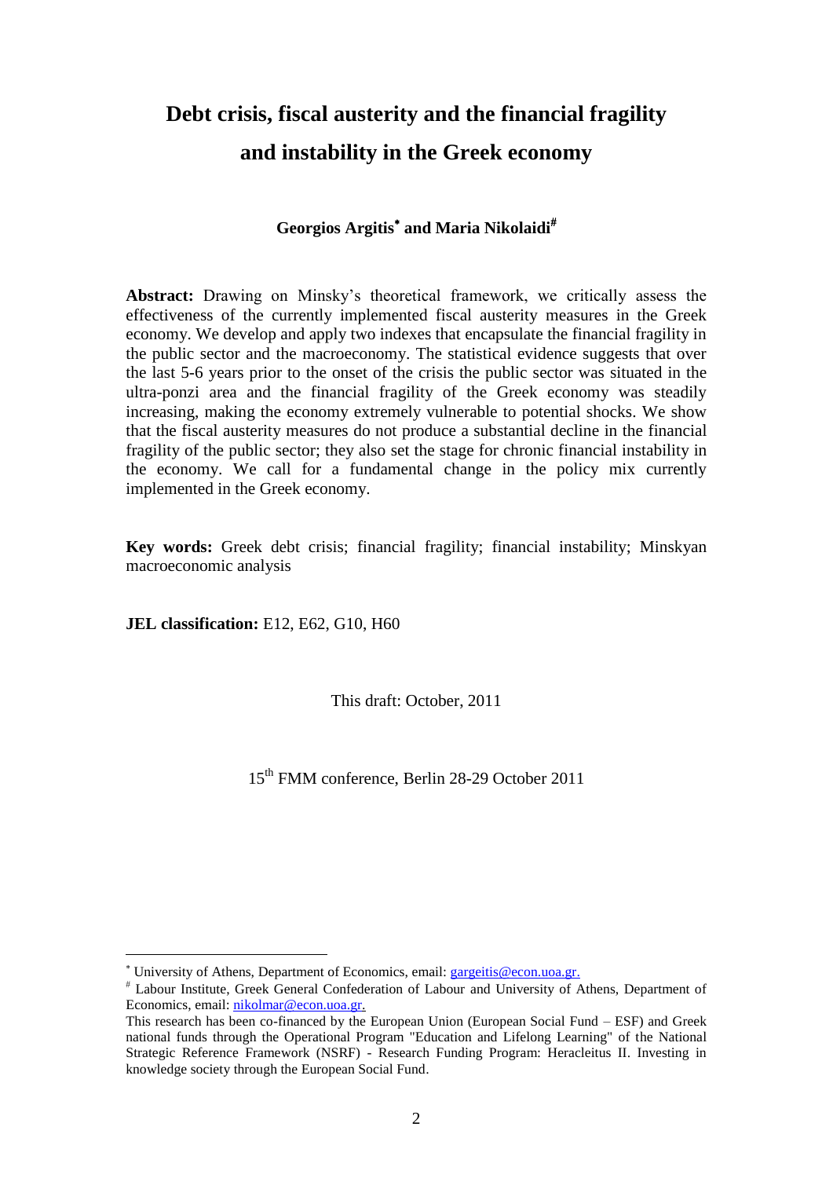# Debt crisis, fiscal austerity and the financial fragility and instability in the Greek economy

**Georgios Argitis[*] and Maria Nikolaidi[#]**

**Abstract:** Drawing on Minsky's theoretical framework, we critically assess the effectiveness of the currently implemented fiscal austerity measures in the Greek economy. We develop and apply two indexes that encapsulate the financial fragility in the public sector and the macroeconomy. The statistical evidence suggests that over the last 5-6 years prior to the onset of the crisis the public sector was situated in the ultra-ponzi area and the financial fragility of the Greek economy was steadily increasing, making the economy extremely vulnerable to potential shocks. We show that the fiscal austerity measures do not produce a substantial decline in the financial fragility of the public sector; they also set the stage for chronic financial instability in the economy. We call for a fundamental change in the policy mix currently implemented in the Greek economy.

**Key words:** Greek debt crisis; financial fragility; financial instability; Minskyan macroeconomic analysis

**JEL classification:** E12, E62, G10, H60

This draft: October, 2011

15th FMM conference, Berlin 28-29 October 2011

---

[*] University of Athens, Department of Economics, email: gargeitis@econ.uoa.gr.

[#] Labour Institute, Greek General Confederation of Labour and University of Athens, Department of Economics, email: nikolmar@econ.uoa.gr.

This research has been co-financed by the European Union (European Social Fund – ESF) and Greek national funds through the Operational Program "Education and Lifelong Learning" of the National Strategic Reference Framework (NSRF) - Research Funding Program: Heracleitus II. Investing in knowledge society through the European Social Fund.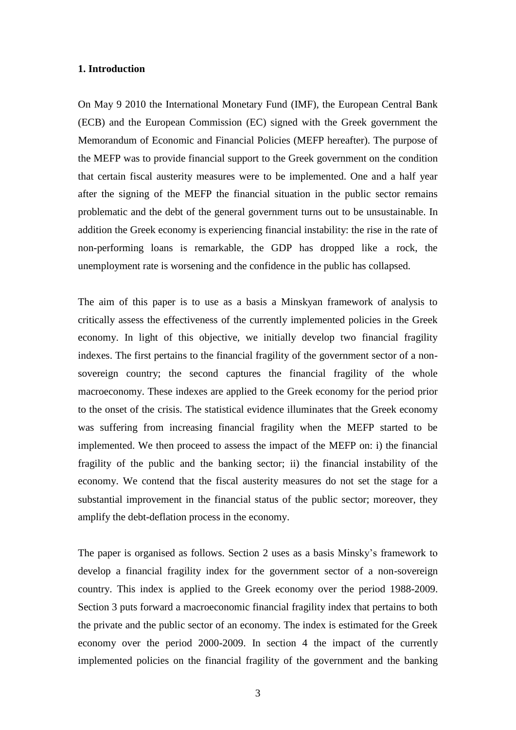## 1. Introduction

On May 9 2010 the International Monetary Fund (IMF), the European Central Bank (ECB) and the European Commission (EC) signed with the Greek government the Memorandum of Economic and Financial Policies (MEFP hereafter). The purpose of the MEFP was to provide financial support to the Greek government on the condition that certain fiscal austerity measures were to be implemented. One and a half year after the signing of the MEFP the financial situation in the public sector remains problematic and the debt of the general government turns out to be unsustainable. In addition the Greek economy is experiencing financial instability: the rise in the rate of non-performing loans is remarkable, the GDP has dropped like a rock, the unemployment rate is worsening and the confidence in the public has collapsed.

The aim of this paper is to use as a basis a Minskyan framework of analysis to critically assess the effectiveness of the currently implemented policies in the Greek economy. In light of this objective, we initially develop two financial fragility indexes. The first pertains to the financial fragility of the government sector of a non-sovereign country; the second captures the financial fragility of the whole macroeconomy. These indexes are applied to the Greek economy for the period prior to the onset of the crisis. The statistical evidence illuminates that the Greek economy was suffering from increasing financial fragility when the MEFP started to be implemented. We then proceed to assess the impact of the MEFP on: i) the financial fragility of the public and the banking sector; ii) the financial instability of the economy. We contend that the fiscal austerity measures do not set the stage for a substantial improvement in the financial status of the public sector; moreover, they amplify the debt-deflation process in the economy.

The paper is organised as follows. Section 2 uses as a basis Minsky's framework to develop a financial fragility index for the government sector of a non-sovereign country. This index is applied to the Greek economy over the period 1988-2009. Section 3 puts forward a macroeconomic financial fragility index that pertains to both the private and the public sector of an economy. The index is estimated for the Greek economy over the period 2000-2009. In section 4 the impact of the currently implemented policies on the financial fragility of the government and the banking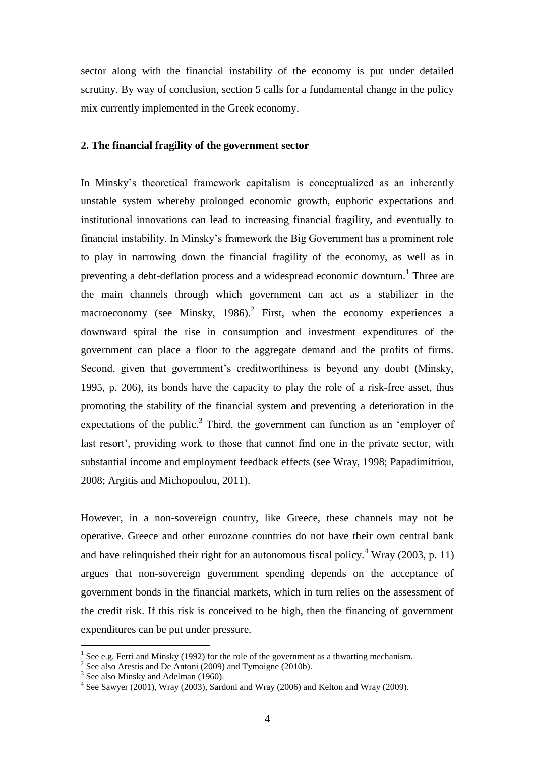sector along with the financial instability of the economy is put under detailed scrutiny. By way of conclusion, section 5 calls for a fundamental change in the policy mix currently implemented in the Greek economy.

## 2. The financial fragility of the government sector

In Minsky's theoretical framework capitalism is conceptualized as an inherently unstable system whereby prolonged economic growth, euphoric expectations and institutional innovations can lead to increasing financial fragility, and eventually to financial instability. In Minsky's framework the Big Government has a prominent role to play in narrowing down the financial fragility of the economy, as well as in preventing a debt-deflation process and a widespread economic downturn.[1] Three are the main channels through which government can act as a stabilizer in the macroeconomy (see Minsky, 1986).[2] First, when the economy experiences a downward spiral the rise in consumption and investment expenditures of the government can place a floor to the aggregate demand and the profits of firms. Second, given that government's creditworthiness is beyond any doubt (Minsky, 1995, p. 206), its bonds have the capacity to play the role of a risk-free asset, thus promoting the stability of the financial system and preventing a deterioration in the expectations of the public.[3] Third, the government can function as an 'employer of last resort', providing work to those that cannot find one in the private sector, with substantial income and employment feedback effects (see Wray, 1998; Papadimitriou, 2008; Argitis and Michopoulou, 2011).

However, in a non-sovereign country, like Greece, these channels may not be operative. Greece and other eurozone countries do not have their own central bank and have relinquished their right for an autonomous fiscal policy.[4] Wray (2003, p. 11) argues that non-sovereign government spending depends on the acceptance of government bonds in the financial markets, which in turn relies on the assessment of the credit risk. If this risk is conceived to be high, then the financing of government expenditures can be put under pressure.

---

[1] See e.g. Ferri and Minsky (1992) for the role of the government as a thwarting mechanism.

[2] See also Arestis and De Antoni (2009) and Tymoigne (2010b).

[3] See also Minsky and Adelman (1960).

[4] See Sawyer (2001), Wray (2003), Sardoni and Wray (2006) and Kelton and Wray (2009).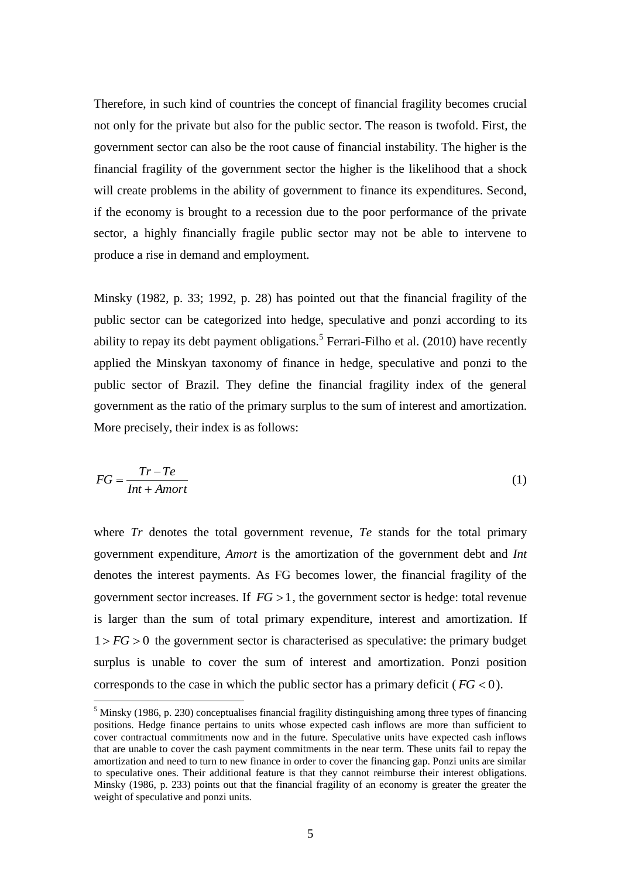Therefore, in such kind of countries the concept of financial fragility becomes crucial not only for the private but also for the public sector. The reason is twofold. First, the government sector can also be the root cause of financial instability. The higher is the financial fragility of the government sector the higher is the likelihood that a shock will create problems in the ability of government to finance its expenditures. Second, if the economy is brought to a recession due to the poor performance of the private sector, a highly financially fragile public sector may not be able to intervene to produce a rise in demand and employment.

Minsky (1982, p. 33; 1992, p. 28) has pointed out that the financial fragility of the public sector can be categorized into hedge, speculative and ponzi according to its ability to repay its debt payment obligations.[5] Ferrari-Filho et al. (2010) have recently applied the Minskyan taxonomy of finance in hedge, speculative and ponzi to the public sector of Brazil. They define the financial fragility index of the general government as the ratio of the primary surplus to the sum of interest and amortization. More precisely, their index is as follows:

$$FG = \frac{Tr - Te}{Int + Amort} \tag{1}$$

where *Tr* denotes the total government revenue, *Te* stands for the total primary government expenditure, *Amort* is the amortization of the government debt and *Int* denotes the interest payments. As FG becomes lower, the financial fragility of the government sector increases. If $FG > 1$, the government sector is hedge: total revenue is larger than the sum of total primary expenditure, interest and amortization. If $1 > FG > 0$ the government sector is characterised as speculative: the primary budget surplus is unable to cover the sum of interest and amortization. Ponzi position corresponds to the case in which the public sector has a primary deficit ($FG < 0$).

[5] Minsky (1986, p. 230) conceptualises financial fragility distinguishing among three types of financing positions. Hedge finance pertains to units whose expected cash inflows are more than sufficient to cover contractual commitments now and in the future. Speculative units have expected cash inflows that are unable to cover the cash payment commitments in the near term. These units fail to repay the amortization and need to turn to new finance in order to cover the financing gap. Ponzi units are similar to speculative ones. Their additional feature is that they cannot reimburse their interest obligations. Minsky (1986, p. 233) points out that the financial fragility of an economy is greater the greater the weight of speculative and ponzi units.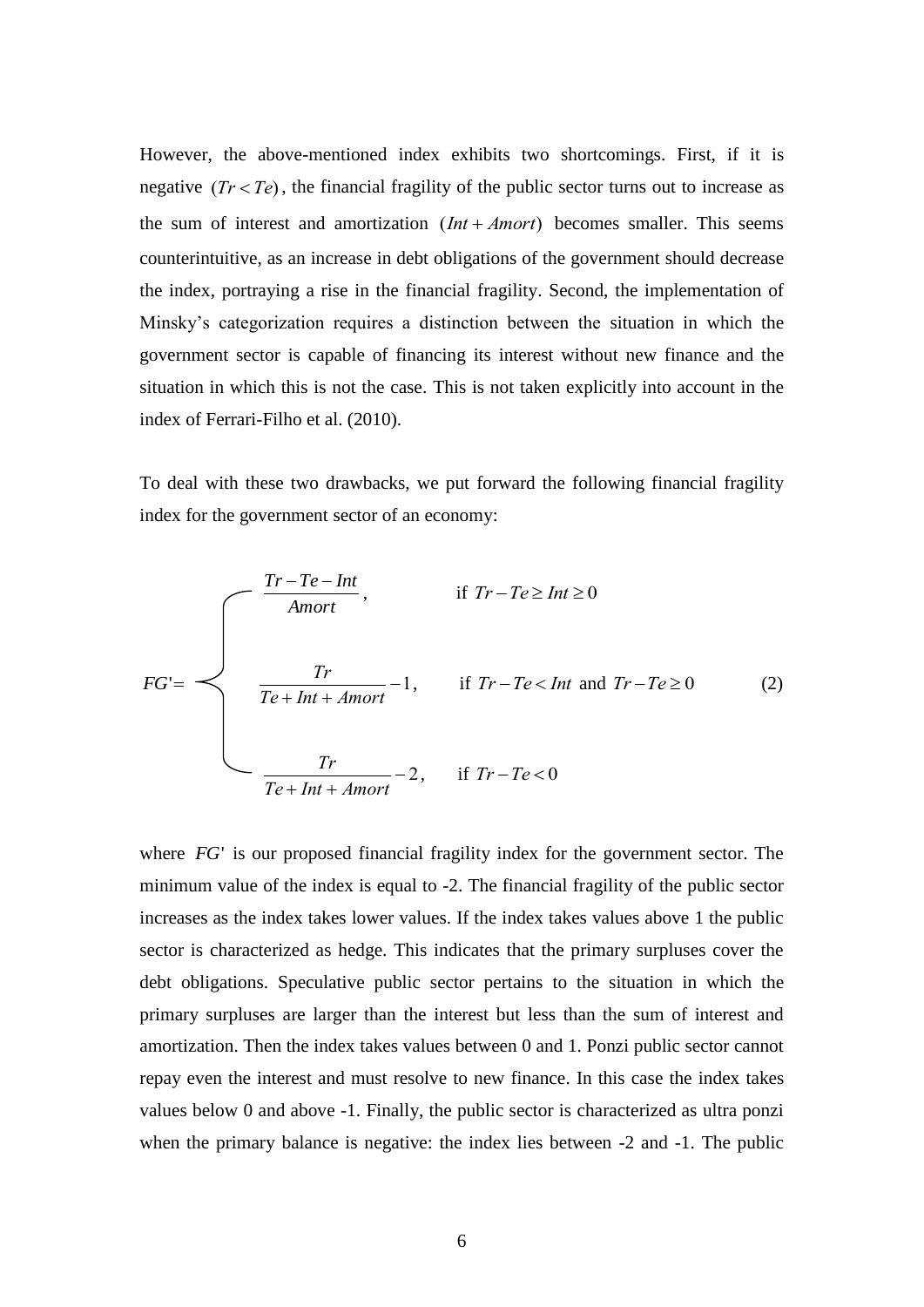However, the above-mentioned index exhibits two shortcomings. First, if it is negative $(Tr < Te)$, the financial fragility of the public sector turns out to increase as the sum of interest and amortization $(Int + Amort)$ becomes smaller. This seems counterintuitive, as an increase in debt obligations of the government should decrease the index, portraying a rise in the financial fragility. Second, the implementation of Minsky's categorization requires a distinction between the situation in which the government sector is capable of financing its interest without new finance and the situation in which this is not the case. This is not taken explicitly into account in the index of Ferrari-Filho et al. (2010).

To deal with these two drawbacks, we put forward the following financial fragility index for the government sector of an economy:

$$FG' = \begin{cases} \dfrac{Tr - Te - Int}{Amort}, & \text{if } Tr - Te \geq Int \geq 0 \\[2ex] \dfrac{Tr}{Te + Int + Amort} - 1, & \text{if } Tr - Te < Int \text{ and } Tr - Te \geq 0 \\[2ex] \dfrac{Tr}{Te + Int + Amort} - 2, & \text{if } Tr - Te < 0 \end{cases} \tag{2}$$

where $FG'$ is our proposed financial fragility index for the government sector. The minimum value of the index is equal to -2. The financial fragility of the public sector increases as the index takes lower values. If the index takes values above 1 the public sector is characterized as hedge. This indicates that the primary surpluses cover the debt obligations. Speculative public sector pertains to the situation in which the primary surpluses are larger than the interest but less than the sum of interest and amortization. Then the index takes values between 0 and 1. Ponzi public sector cannot repay even the interest and must resolve to new finance. In this case the index takes values below 0 and above -1. Finally, the public sector is characterized as ultra ponzi when the primary balance is negative: the index lies between -2 and -1. The public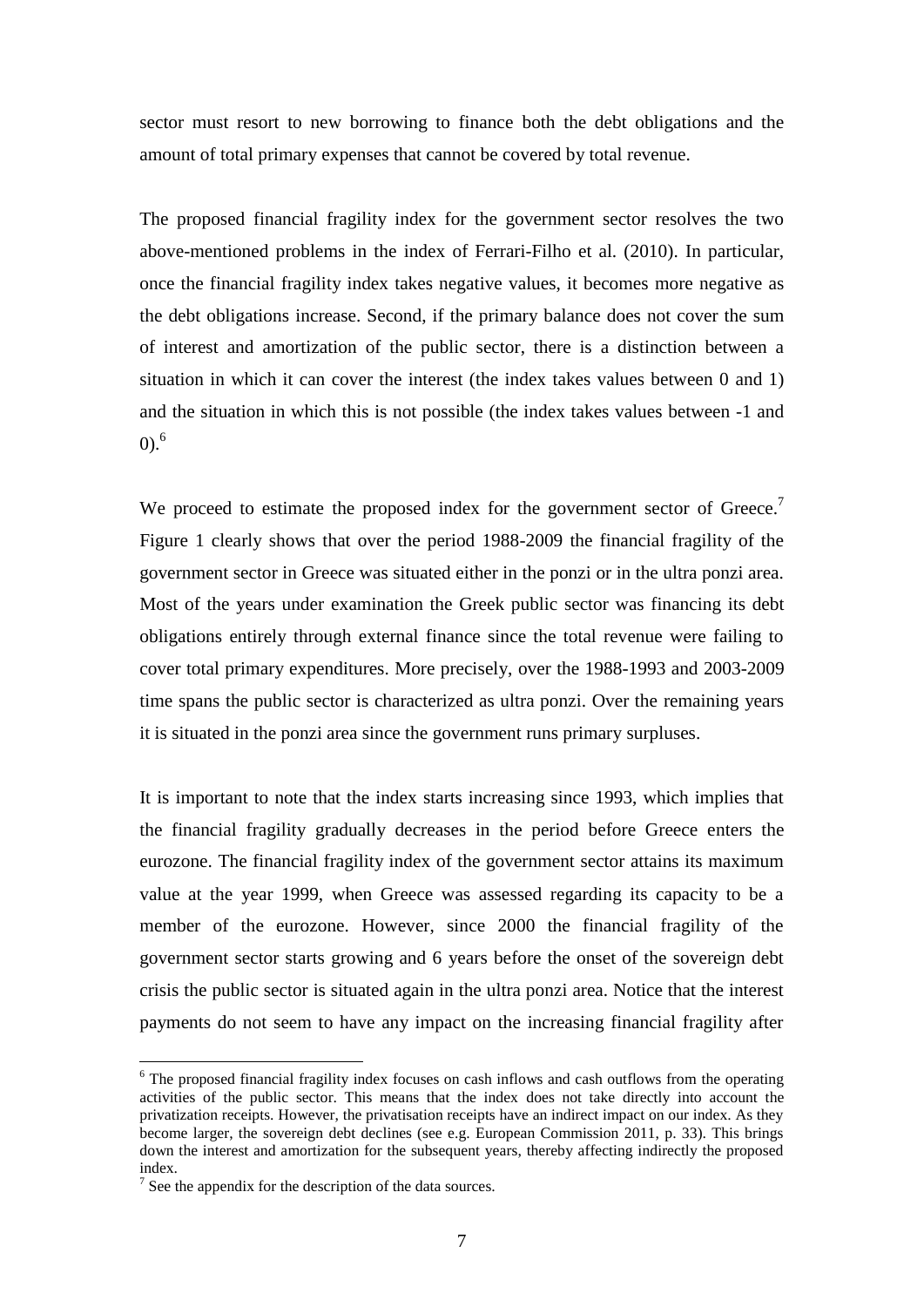sector must resort to new borrowing to finance both the debt obligations and the amount of total primary expenses that cannot be covered by total revenue.

The proposed financial fragility index for the government sector resolves the two above-mentioned problems in the index of Ferrari-Filho et al. (2010). In particular, once the financial fragility index takes negative values, it becomes more negative as the debt obligations increase. Second, if the primary balance does not cover the sum of interest and amortization of the public sector, there is a distinction between a situation in which it can cover the interest (the index takes values between 0 and 1) and the situation in which this is not possible (the index takes values between -1 and 0).[6]

We proceed to estimate the proposed index for the government sector of Greece.[7] Figure 1 clearly shows that over the period 1988-2009 the financial fragility of the government sector in Greece was situated either in the ponzi or in the ultra ponzi area. Most of the years under examination the Greek public sector was financing its debt obligations entirely through external finance since the total revenue were failing to cover total primary expenditures. More precisely, over the 1988-1993 and 2003-2009 time spans the public sector is characterized as ultra ponzi. Over the remaining years it is situated in the ponzi area since the government runs primary surpluses.

It is important to note that the index starts increasing since 1993, which implies that the financial fragility gradually decreases in the period before Greece enters the eurozone. The financial fragility index of the government sector attains its maximum value at the year 1999, when Greece was assessed regarding its capacity to be a member of the eurozone. However, since 2000 the financial fragility of the government sector starts growing and 6 years before the onset of the sovereign debt crisis the public sector is situated again in the ultra ponzi area. Notice that the interest payments do not seem to have any impact on the increasing financial fragility after

---

[6] The proposed financial fragility index focuses on cash inflows and cash outflows from the operating activities of the public sector. This means that the index does not take directly into account the privatization receipts. However, the privatisation receipts have an indirect impact on our index. As they become larger, the sovereign debt declines (see e.g. European Commission 2011, p. 33). This brings down the interest and amortization for the subsequent years, thereby affecting indirectly the proposed index.

[7] See the appendix for the description of the data sources.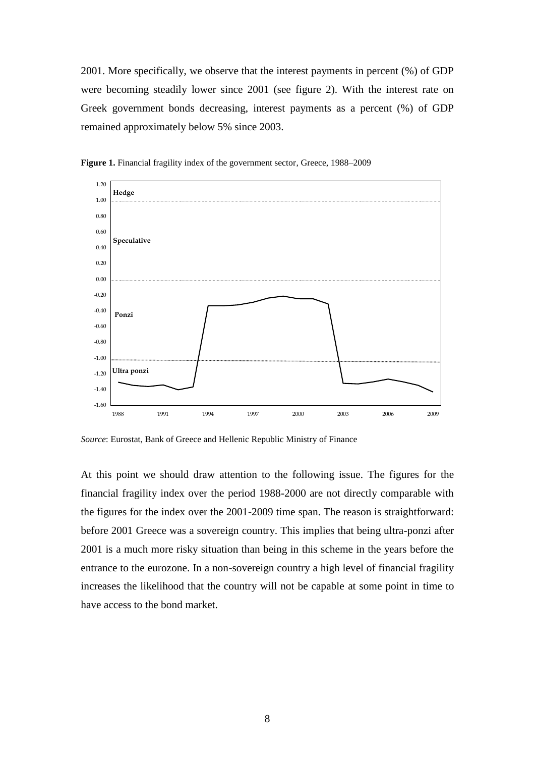2001. More specifically, we observe that the interest payments in percent (%) of GDP were becoming steadily lower since 2001 (see figure 2). With the interest rate on Greek government bonds decreasing, interest payments as a percent (%) of GDP remained approximately below 5% since 2003.

**Figure 1.** Financial fragility index of the government sector, Greece, 1988–2009

*Source*: Eurostat, Bank of Greece and Hellenic Republic Ministry of Finance

At this point we should draw attention to the following issue. The figures for the financial fragility index over the period 1988-2000 are not directly comparable with the figures for the index over the 2001-2009 time span. The reason is straightforward: before 2001 Greece was a sovereign country. This implies that being ultra-ponzi after 2001 is a much more risky situation than being in this scheme in the years before the entrance to the eurozone. In a non-sovereign country a high level of financial fragility increases the likelihood that the country will not be capable at some point in time to have access to the bond market.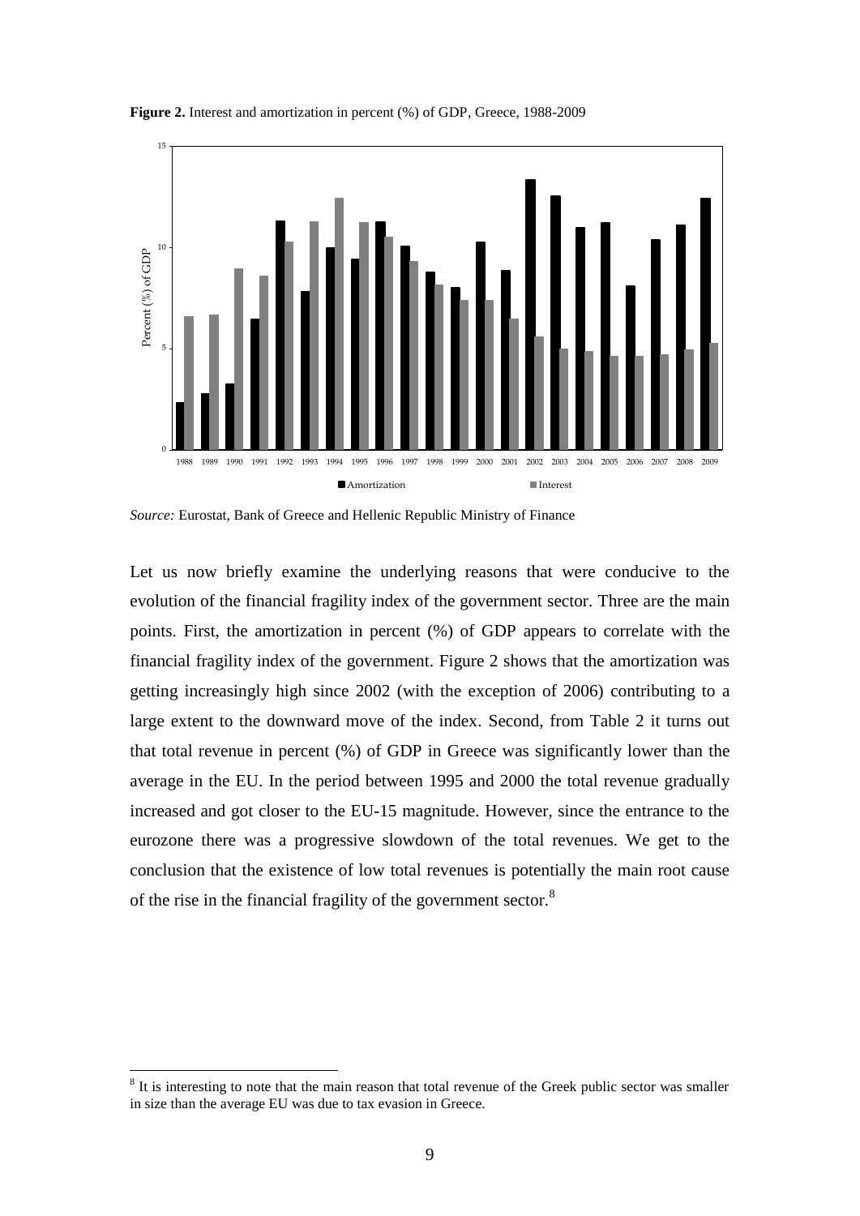**Figure 2.** Interest and amortization in percent (%) of GDP, Greece, 1988-2009

*Source:* Eurostat, Bank of Greece and Hellenic Republic Ministry of Finance

Let us now briefly examine the underlying reasons that were conducive to the evolution of the financial fragility index of the government sector. Three are the main points. First, the amortization in percent (%) of GDP appears to correlate with the financial fragility index of the government. Figure 2 shows that the amortization was getting increasingly high since 2002 (with the exception of 2006) contributing to a large extent to the downward move of the index. Second, from Table 2 it turns out that total revenue in percent (%) of GDP in Greece was significantly lower than the average in the EU. In the period between 1995 and 2000 the total revenue gradually increased and got closer to the EU-15 magnitude. However, since the entrance to the eurozone there was a progressive slowdown of the total revenues. We get to the conclusion that the existence of low total revenues is potentially the main root cause of the rise in the financial fragility of the government sector.[8]

[8] It is interesting to note that the main reason that total revenue of the Greek public sector was smaller in size than the average EU was due to tax evasion in Greece.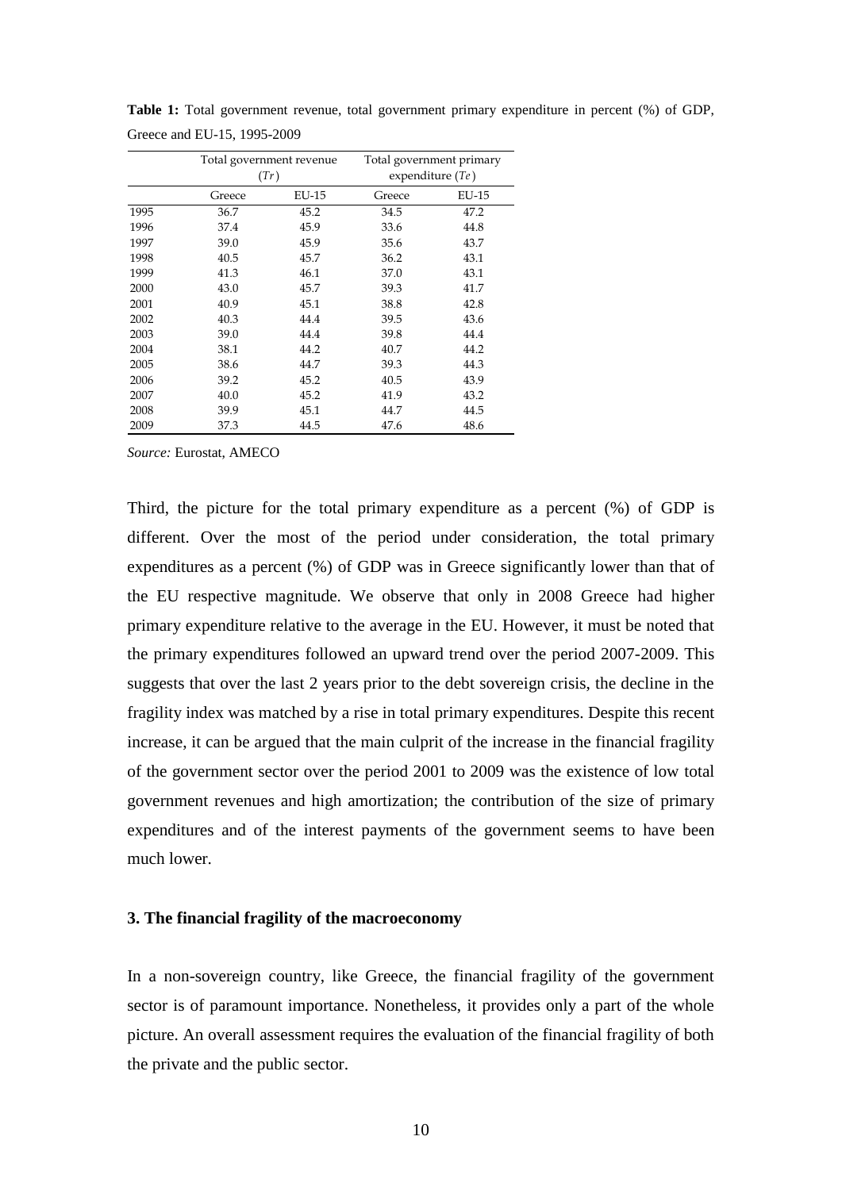**Table 1:** Total government revenue, total government primary expenditure in percent (%) of GDP, Greece and EU-15, 1995-2009

| | Total government revenue ($Tr$) | | Total government primary expenditure ($Te$) | |
|---|---|---|---|---|
| | Greece | EU-15 | Greece | EU-15 |
| 1995 | 36.7 | 45.2 | 34.5 | 47.2 |
| 1996 | 37.4 | 45.9 | 33.6 | 44.8 |
| 1997 | 39.0 | 45.9 | 35.6 | 43.7 |
| 1998 | 40.5 | 45.7 | 36.2 | 43.1 |
| 1999 | 41.3 | 46.1 | 37.0 | 43.1 |
| 2000 | 43.0 | 45.7 | 39.3 | 41.7 |
| 2001 | 40.9 | 45.1 | 38.8 | 42.8 |
| 2002 | 40.3 | 44.4 | 39.5 | 43.6 |
| 2003 | 39.0 | 44.4 | 39.8 | 44.4 |
| 2004 | 38.1 | 44.2 | 40.7 | 44.2 |
| 2005 | 38.6 | 44.7 | 39.3 | 44.3 |
| 2006 | 39.2 | 45.2 | 40.5 | 43.9 |
| 2007 | 40.0 | 45.2 | 41.9 | 43.2 |
| 2008 | 39.9 | 45.1 | 44.7 | 44.5 |
| 2009 | 37.3 | 44.5 | 47.6 | 48.6 |

*Source:* Eurostat, AMECO

Third, the picture for the total primary expenditure as a percent (%) of GDP is different. Over the most of the period under consideration, the total primary expenditures as a percent (%) of GDP was in Greece significantly lower than that of the EU respective magnitude. We observe that only in 2008 Greece had higher primary expenditure relative to the average in the EU. However, it must be noted that the primary expenditures followed an upward trend over the period 2007-2009. This suggests that over the last 2 years prior to the debt sovereign crisis, the decline in the fragility index was matched by a rise in total primary expenditures. Despite this recent increase, it can be argued that the main culprit of the increase in the financial fragility of the government sector over the period 2001 to 2009 was the existence of low total government revenues and high amortization; the contribution of the size of primary expenditures and of the interest payments of the government seems to have been much lower.

### 3. The financial fragility of the macroeconomy

In a non-sovereign country, like Greece, the financial fragility of the government sector is of paramount importance. Nonetheless, it provides only a part of the whole picture. An overall assessment requires the evaluation of the financial fragility of both the private and the public sector.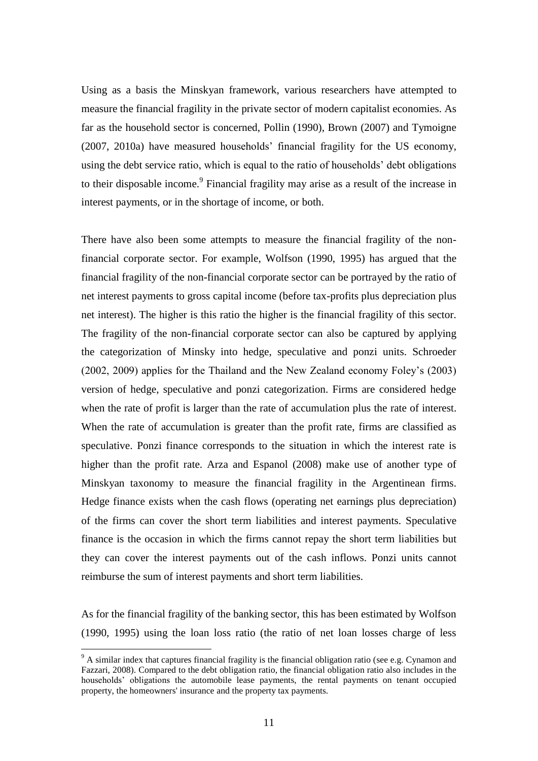Using as a basis the Minskyan framework, various researchers have attempted to measure the financial fragility in the private sector of modern capitalist economies. As far as the household sector is concerned, Pollin (1990), Brown (2007) and Tymoigne (2007, 2010a) have measured households' financial fragility for the US economy, using the debt service ratio, which is equal to the ratio of households' debt obligations to their disposable income.[9] Financial fragility may arise as a result of the increase in interest payments, or in the shortage of income, or both.

There have also been some attempts to measure the financial fragility of the non-financial corporate sector. For example, Wolfson (1990, 1995) has argued that the financial fragility of the non-financial corporate sector can be portrayed by the ratio of net interest payments to gross capital income (before tax-profits plus depreciation plus net interest). The higher is this ratio the higher is the financial fragility of this sector. The fragility of the non-financial corporate sector can also be captured by applying the categorization of Minsky into hedge, speculative and ponzi units. Schroeder (2002, 2009) applies for the Thailand and the New Zealand economy Foley's (2003) version of hedge, speculative and ponzi categorization. Firms are considered hedge when the rate of profit is larger than the rate of accumulation plus the rate of interest. When the rate of accumulation is greater than the profit rate, firms are classified as speculative. Ponzi finance corresponds to the situation in which the interest rate is higher than the profit rate. Arza and Espanol (2008) make use of another type of Minskyan taxonomy to measure the financial fragility in the Argentinean firms. Hedge finance exists when the cash flows (operating net earnings plus depreciation) of the firms can cover the short term liabilities and interest payments. Speculative finance is the occasion in which the firms cannot repay the short term liabilities but they can cover the interest payments out of the cash inflows. Ponzi units cannot reimburse the sum of interest payments and short term liabilities.

As for the financial fragility of the banking sector, this has been estimated by Wolfson (1990, 1995) using the loan loss ratio (the ratio of net loan losses charge of less

[9] A similar index that captures financial fragility is the financial obligation ratio (see e.g. Cynamon and Fazzari, 2008). Compared to the debt obligation ratio, the financial obligation ratio also includes in the households' obligations the automobile lease payments, the rental payments on tenant occupied property, the homeowners' insurance and the property tax payments.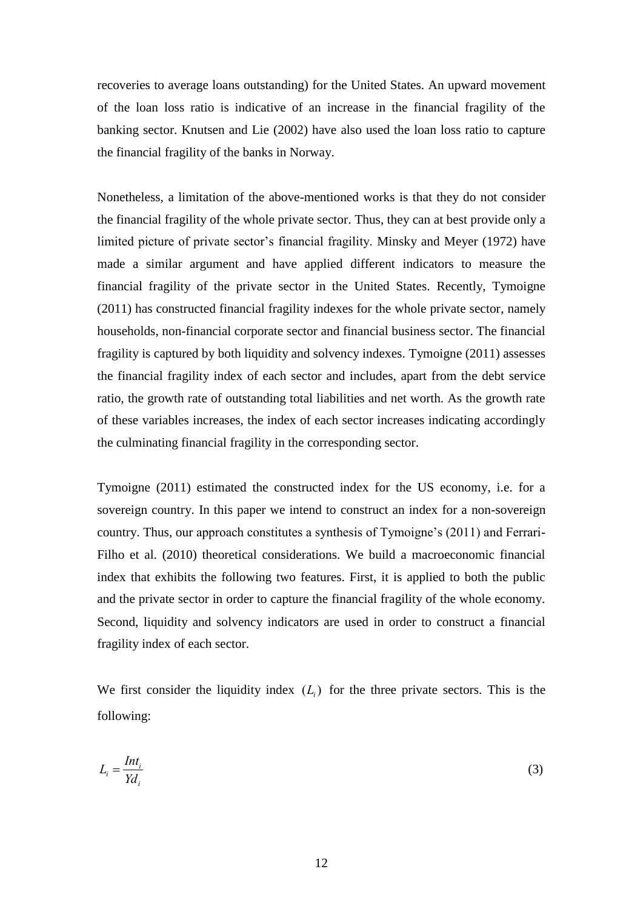recoveries to average loans outstanding) for the United States. An upward movement of the loan loss ratio is indicative of an increase in the financial fragility of the banking sector. Knutsen and Lie (2002) have also used the loan loss ratio to capture the financial fragility of the banks in Norway.

Nonetheless, a limitation of the above-mentioned works is that they do not consider the financial fragility of the whole private sector. Thus, they can at best provide only a limited picture of private sector's financial fragility. Minsky and Meyer (1972) have made a similar argument and have applied different indicators to measure the financial fragility of the private sector in the United States. Recently, Tymoigne (2011) has constructed financial fragility indexes for the whole private sector, namely households, non-financial corporate sector and financial business sector. The financial fragility is captured by both liquidity and solvency indexes. Tymoigne (2011) assesses the financial fragility index of each sector and includes, apart from the debt service ratio, the growth rate of outstanding total liabilities and net worth. As the growth rate of these variables increases, the index of each sector increases indicating accordingly the culminating financial fragility in the corresponding sector.

Tymoigne (2011) estimated the constructed index for the US economy, i.e. for a sovereign country. In this paper we intend to construct an index for a non-sovereign country. Thus, our approach constitutes a synthesis of Tymoigne's (2011) and Ferrari-Filho et al. (2010) theoretical considerations. We build a macroeconomic financial index that exhibits the following two features. First, it is applied to both the public and the private sector in order to capture the financial fragility of the whole economy. Second, liquidity and solvency indicators are used in order to construct a financial fragility index of each sector.

We first consider the liquidity index $(L_i)$ for the three private sectors. This is the following:

$$L_i = \frac{Int_i}{Yd_i} \tag{3}$$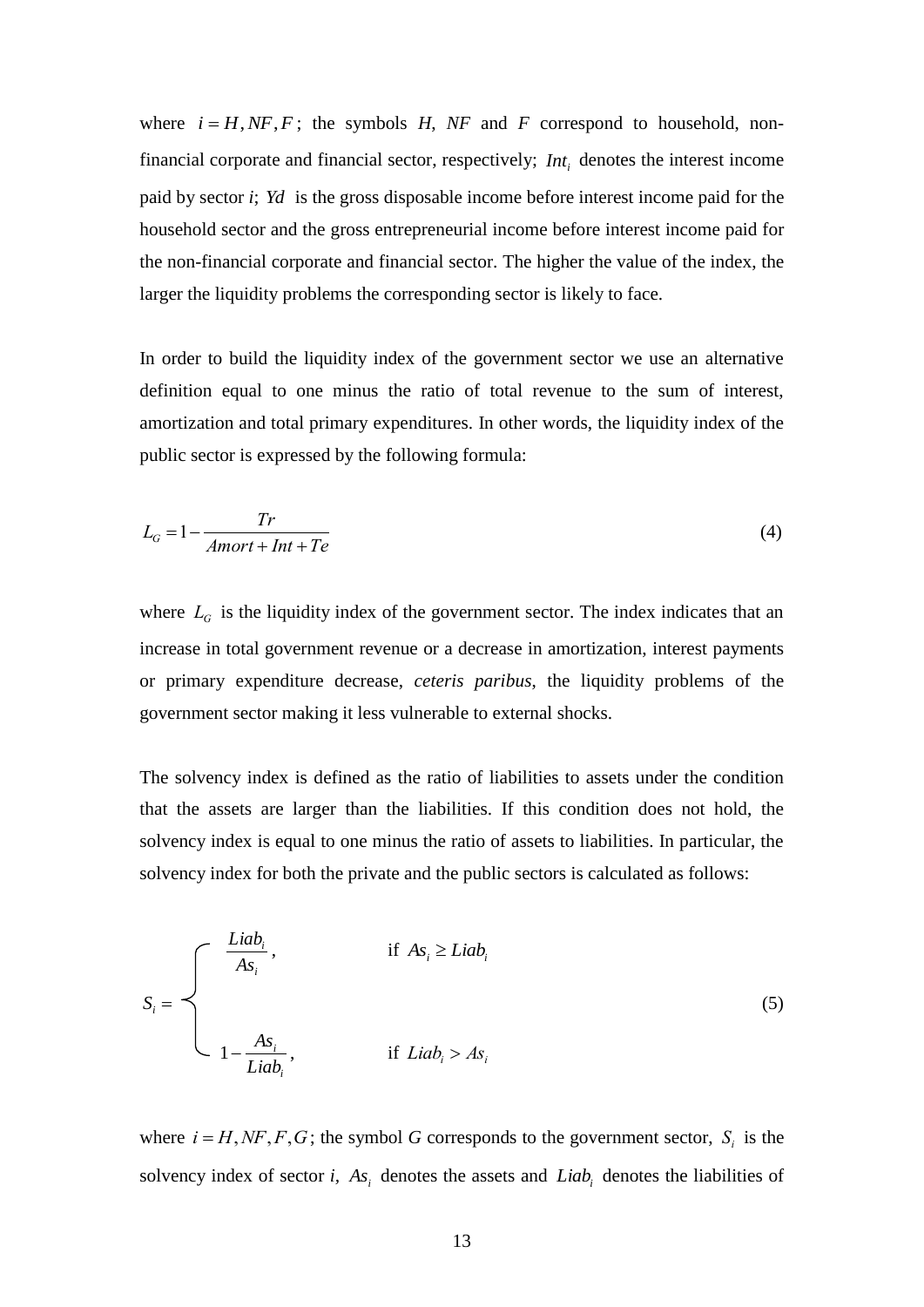where $i = H, NF, F$; the symbols *H*, *NF* and *F* correspond to household, non-financial corporate and financial sector, respectively; $Int_i$ denotes the interest income paid by sector *i*; $Yd$ is the gross disposable income before interest income paid for the household sector and the gross entrepreneurial income before interest income paid for the non-financial corporate and financial sector. The higher the value of the index, the larger the liquidity problems the corresponding sector is likely to face.

In order to build the liquidity index of the government sector we use an alternative definition equal to one minus the ratio of total revenue to the sum of interest, amortization and total primary expenditures. In other words, the liquidity index of the public sector is expressed by the following formula:

$$L_G = 1 - \frac{Tr}{Amort + Int + Te} \tag{4}$$

where $L_G$ is the liquidity index of the government sector. The index indicates that an increase in total government revenue or a decrease in amortization, interest payments or primary expenditure decrease, *ceteris paribus*, the liquidity problems of the government sector making it less vulnerable to external shocks.

The solvency index is defined as the ratio of liabilities to assets under the condition that the assets are larger than the liabilities. If this condition does not hold, the solvency index is equal to one minus the ratio of assets to liabilities. In particular, the solvency index for both the private and the public sectors is calculated as follows:

$$S_i = \begin{cases} \dfrac{Liab_i}{As_i}, & \text{if } As_i \geq Liab_i \\[2ex] 1 - \dfrac{As_i}{Liab_i}, & \text{if } Liab_i > As_i \end{cases} \tag{5}$$

where $i = H, NF, F, G$; the symbol *G* corresponds to the government sector, $S_i$ is the solvency index of sector *i*, $As_i$ denotes the assets and $Liab_i$ denotes the liabilities of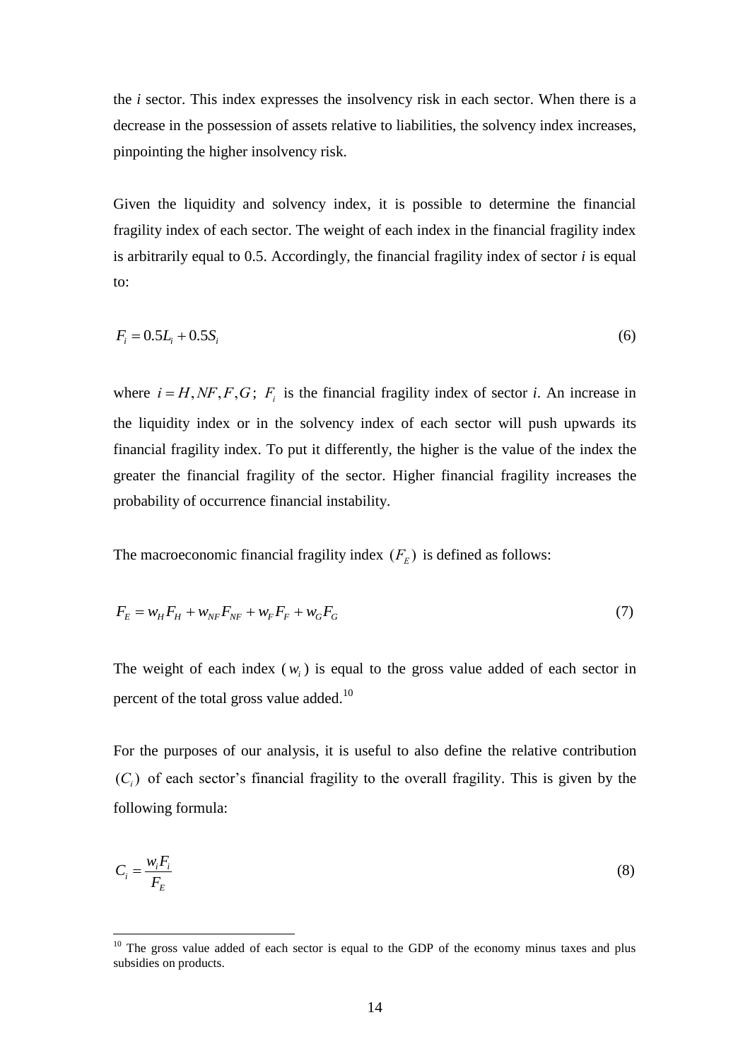the *i* sector. This index expresses the insolvency risk in each sector. When there is a decrease in the possession of assets relative to liabilities, the solvency index increases, pinpointing the higher insolvency risk.

Given the liquidity and solvency index, it is possible to determine the financial fragility index of each sector. The weight of each index in the financial fragility index is arbitrarily equal to 0.5. Accordingly, the financial fragility index of sector *i* is equal to:

$$F_i = 0.5L_i + 0.5S_i \tag{6}$$

where $i = H, NF, F, G$; $F_i$ is the financial fragility index of sector *i*. An increase in the liquidity index or in the solvency index of each sector will push upwards its financial fragility index. To put it differently, the higher is the value of the index the greater the financial fragility of the sector. Higher financial fragility increases the probability of occurrence financial instability.

The macroeconomic financial fragility index $(F_E)$ is defined as follows:

$$F_E = w_H F_H + w_{NF} F_{NF} + w_F F_F + w_G F_G \tag{7}$$

The weight of each index $(w_i)$ is equal to the gross value added of each sector in percent of the total gross value added.[10]

For the purposes of our analysis, it is useful to also define the relative contribution $(C_i)$ of each sector's financial fragility to the overall fragility. This is given by the following formula:

$$C_i = \frac{w_i F_i}{F_E} \tag{8}$$

[10] The gross value added of each sector is equal to the GDP of the economy minus taxes and plus subsidies on products.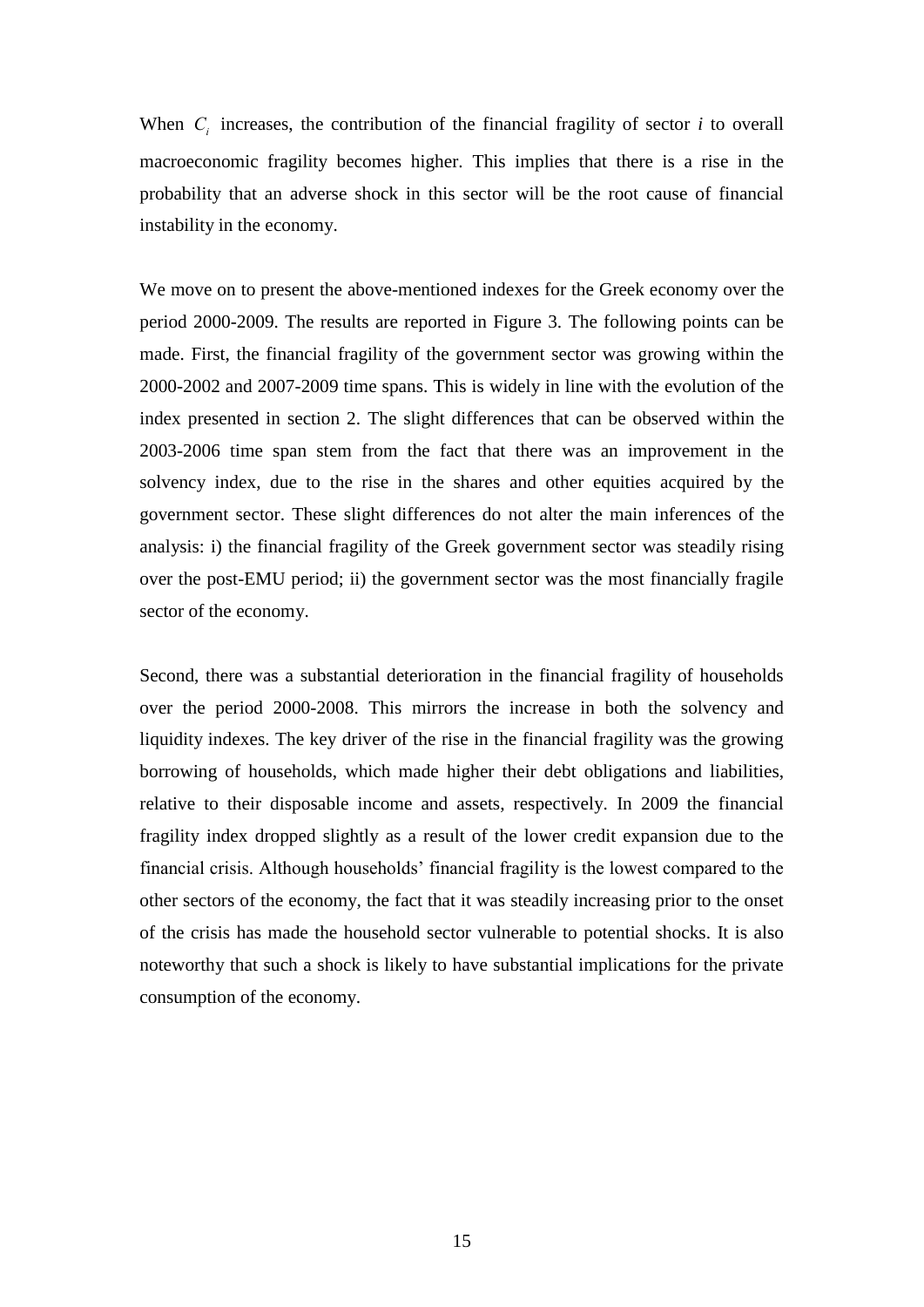When $C_i$ increases, the contribution of the financial fragility of sector *i* to overall macroeconomic fragility becomes higher. This implies that there is a rise in the probability that an adverse shock in this sector will be the root cause of financial instability in the economy.

We move on to present the above-mentioned indexes for the Greek economy over the period 2000-2009. The results are reported in Figure 3. The following points can be made. First, the financial fragility of the government sector was growing within the 2000-2002 and 2007-2009 time spans. This is widely in line with the evolution of the index presented in section 2. The slight differences that can be observed within the 2003-2006 time span stem from the fact that there was an improvement in the solvency index, due to the rise in the shares and other equities acquired by the government sector. These slight differences do not alter the main inferences of the analysis: i) the financial fragility of the Greek government sector was steadily rising over the post-EMU period; ii) the government sector was the most financially fragile sector of the economy.

Second, there was a substantial deterioration in the financial fragility of households over the period 2000-2008. This mirrors the increase in both the solvency and liquidity indexes. The key driver of the rise in the financial fragility was the growing borrowing of households, which made higher their debt obligations and liabilities, relative to their disposable income and assets, respectively. In 2009 the financial fragility index dropped slightly as a result of the lower credit expansion due to the financial crisis. Although households' financial fragility is the lowest compared to the other sectors of the economy, the fact that it was steadily increasing prior to the onset of the crisis has made the household sector vulnerable to potential shocks. It is also noteworthy that such a shock is likely to have substantial implications for the private consumption of the economy.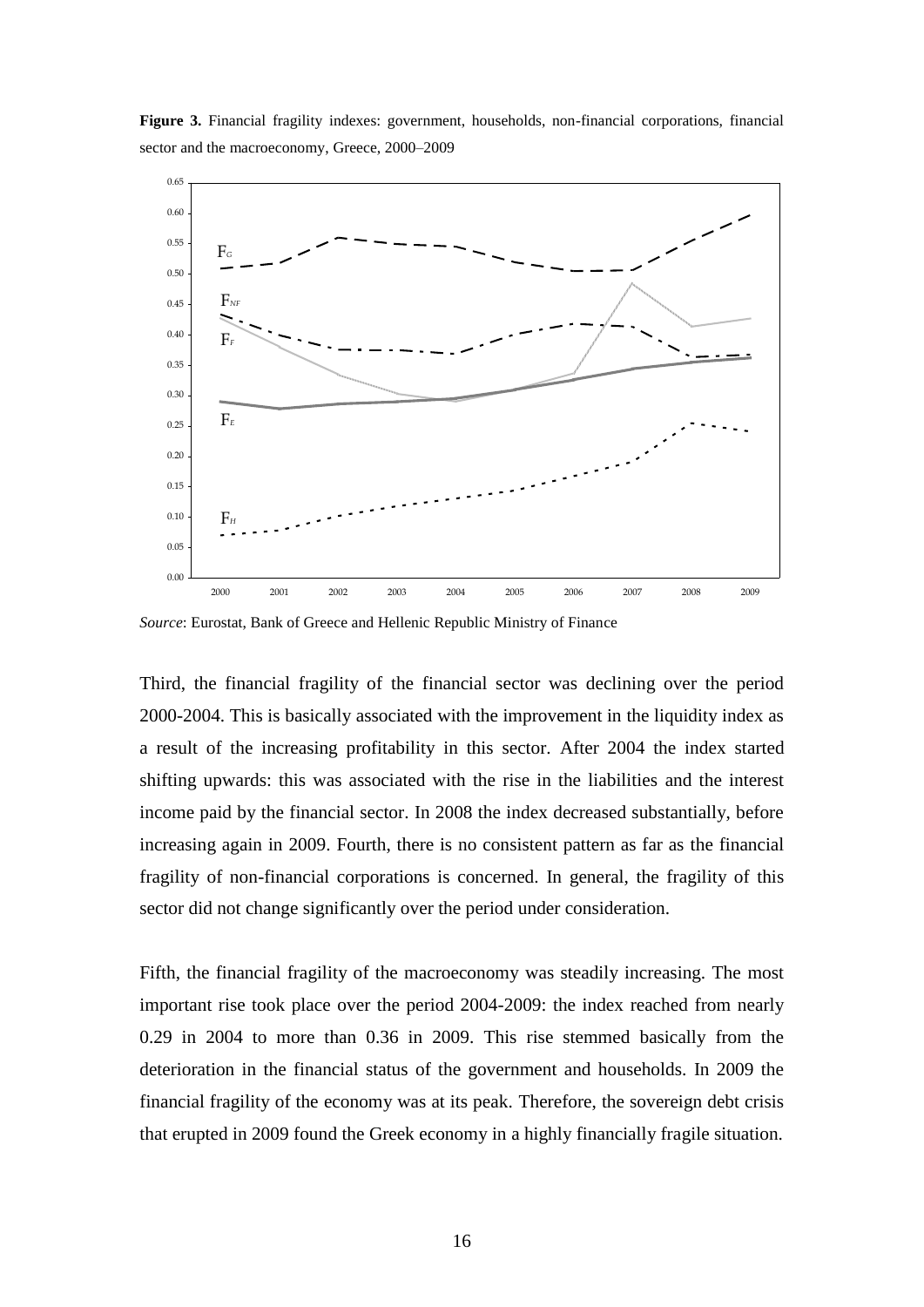**Figure 3.** Financial fragility indexes: government, households, non-financial corporations, financial sector and the macroeconomy, Greece, 2000–2009

*Source*: Eurostat, Bank of Greece and Hellenic Republic Ministry of Finance

Third, the financial fragility of the financial sector was declining over the period 2000-2004. This is basically associated with the improvement in the liquidity index as a result of the increasing profitability in this sector. After 2004 the index started shifting upwards: this was associated with the rise in the liabilities and the interest income paid by the financial sector. In 2008 the index decreased substantially, before increasing again in 2009. Fourth, there is no consistent pattern as far as the financial fragility of non-financial corporations is concerned. In general, the fragility of this sector did not change significantly over the period under consideration.

Fifth, the financial fragility of the macroeconomy was steadily increasing. The most important rise took place over the period 2004-2009: the index reached from nearly 0.29 in 2004 to more than 0.36 in 2009. This rise stemmed basically from the deterioration in the financial status of the government and households. In 2009 the financial fragility of the economy was at its peak. Therefore, the sovereign debt crisis that erupted in 2009 found the Greek economy in a highly financially fragile situation.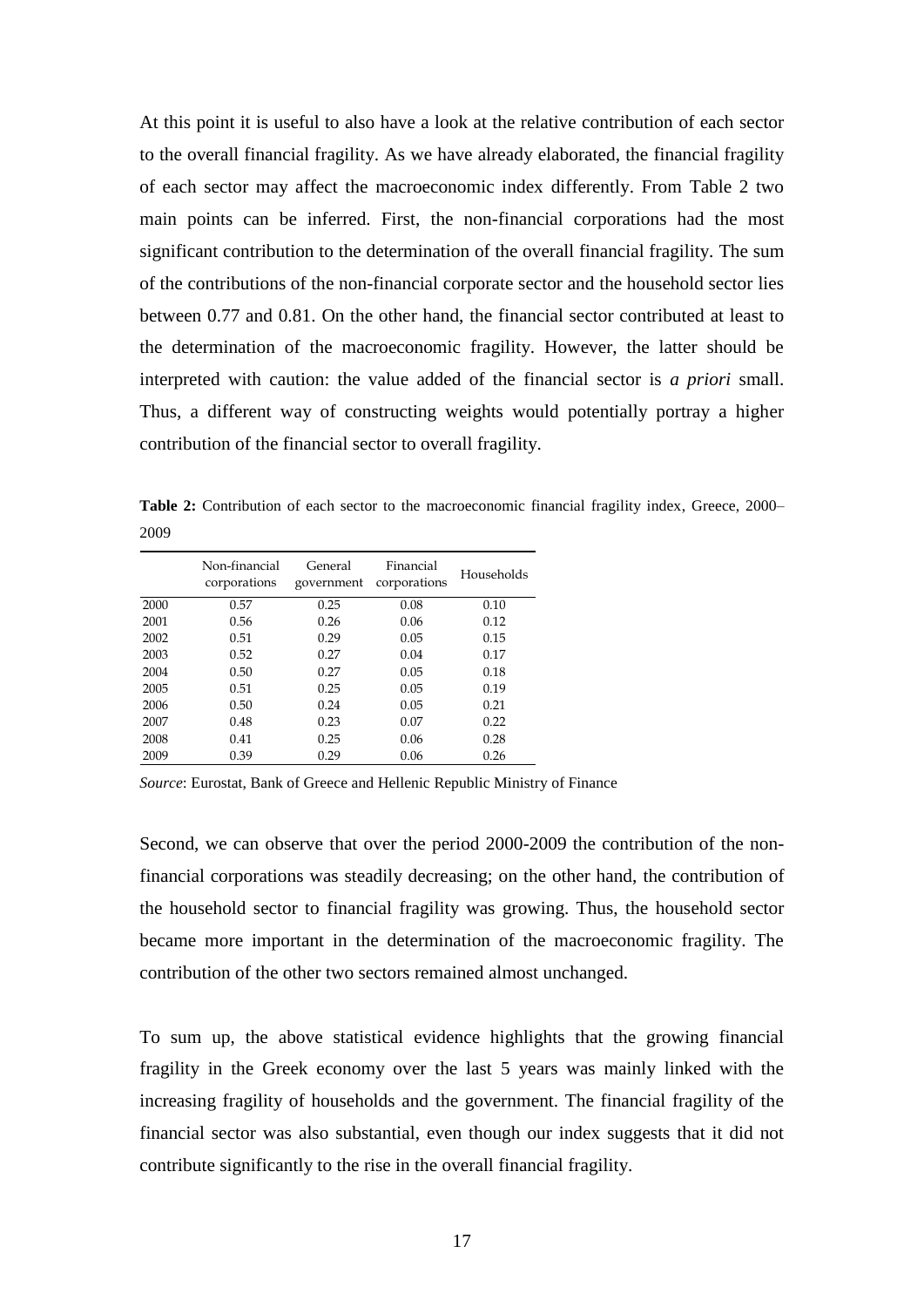At this point it is useful to also have a look at the relative contribution of each sector to the overall financial fragility. As we have already elaborated, the financial fragility of each sector may affect the macroeconomic index differently. From Table 2 two main points can be inferred. First, the non-financial corporations had the most significant contribution to the determination of the overall financial fragility. The sum of the contributions of the non-financial corporate sector and the household sector lies between 0.77 and 0.81. On the other hand, the financial sector contributed at least to the determination of the macroeconomic fragility. However, the latter should be interpreted with caution: the value added of the financial sector is *a priori* small. Thus, a different way of constructing weights would potentially portray a higher contribution of the financial sector to overall fragility.

**Table 2:** Contribution of each sector to the macroeconomic financial fragility index, Greece, 2000–2009

| | Non-financial corporations | General government | Financial corporations | Households |
|---|---|---|---|---|
| 2000 | 0.57 | 0.25 | 0.08 | 0.10 |
| 2001 | 0.56 | 0.26 | 0.06 | 0.12 |
| 2002 | 0.51 | 0.29 | 0.05 | 0.15 |
| 2003 | 0.52 | 0.27 | 0.04 | 0.17 |
| 2004 | 0.50 | 0.27 | 0.05 | 0.18 |
| 2005 | 0.51 | 0.25 | 0.05 | 0.19 |
| 2006 | 0.50 | 0.24 | 0.05 | 0.21 |
| 2007 | 0.48 | 0.23 | 0.07 | 0.22 |
| 2008 | 0.41 | 0.25 | 0.06 | 0.28 |
| 2009 | 0.39 | 0.29 | 0.06 | 0.26 |

*Source*: Eurostat, Bank of Greece and Hellenic Republic Ministry of Finance

Second, we can observe that over the period 2000-2009 the contribution of the non-financial corporations was steadily decreasing; on the other hand, the contribution of the household sector to financial fragility was growing. Thus, the household sector became more important in the determination of the macroeconomic fragility. The contribution of the other two sectors remained almost unchanged.

To sum up, the above statistical evidence highlights that the growing financial fragility in the Greek economy over the last 5 years was mainly linked with the increasing fragility of households and the government. The financial fragility of the financial sector was also substantial, even though our index suggests that it did not contribute significantly to the rise in the overall financial fragility.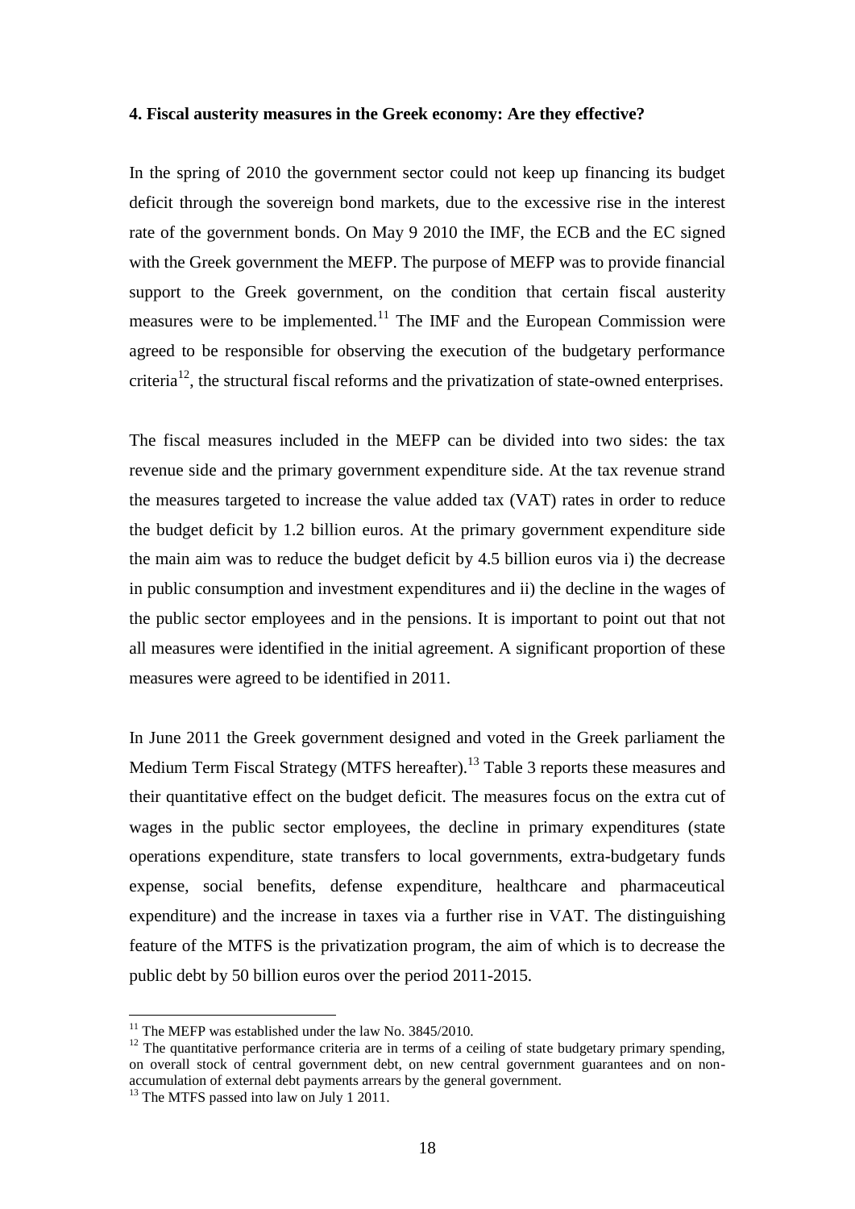## 4. Fiscal austerity measures in the Greek economy: Are they effective?

In the spring of 2010 the government sector could not keep up financing its budget deficit through the sovereign bond markets, due to the excessive rise in the interest rate of the government bonds. On May 9 2010 the IMF, the ECB and the EC signed with the Greek government the MEFP. The purpose of MEFP was to provide financial support to the Greek government, on the condition that certain fiscal austerity measures were to be implemented.[11] The IMF and the European Commission were agreed to be responsible for observing the execution of the budgetary performance criteria[12], the structural fiscal reforms and the privatization of state-owned enterprises.

The fiscal measures included in the MEFP can be divided into two sides: the tax revenue side and the primary government expenditure side. At the tax revenue strand the measures targeted to increase the value added tax (VAT) rates in order to reduce the budget deficit by 1.2 billion euros. At the primary government expenditure side the main aim was to reduce the budget deficit by 4.5 billion euros via i) the decrease in public consumption and investment expenditures and ii) the decline in the wages of the public sector employees and in the pensions. It is important to point out that not all measures were identified in the initial agreement. A significant proportion of these measures were agreed to be identified in 2011.

In June 2011 the Greek government designed and voted in the Greek parliament the Medium Term Fiscal Strategy (MTFS hereafter).[13] Table 3 reports these measures and their quantitative effect on the budget deficit. The measures focus on the extra cut of wages in the public sector employees, the decline in primary expenditures (state operations expenditure, state transfers to local governments, extra-budgetary funds expense, social benefits, defense expenditure, healthcare and pharmaceutical expenditure) and the increase in taxes via a further rise in VAT. The distinguishing feature of the MTFS is the privatization program, the aim of which is to decrease the public debt by 50 billion euros over the period 2011-2015.

---

[11] The MEFP was established under the law No. 3845/2010.

[12] The quantitative performance criteria are in terms of a ceiling of state budgetary primary spending, on overall stock of central government debt, on new central government guarantees and on non-accumulation of external debt payments arrears by the general government.

[13] The MTFS passed into law on July 1 2011.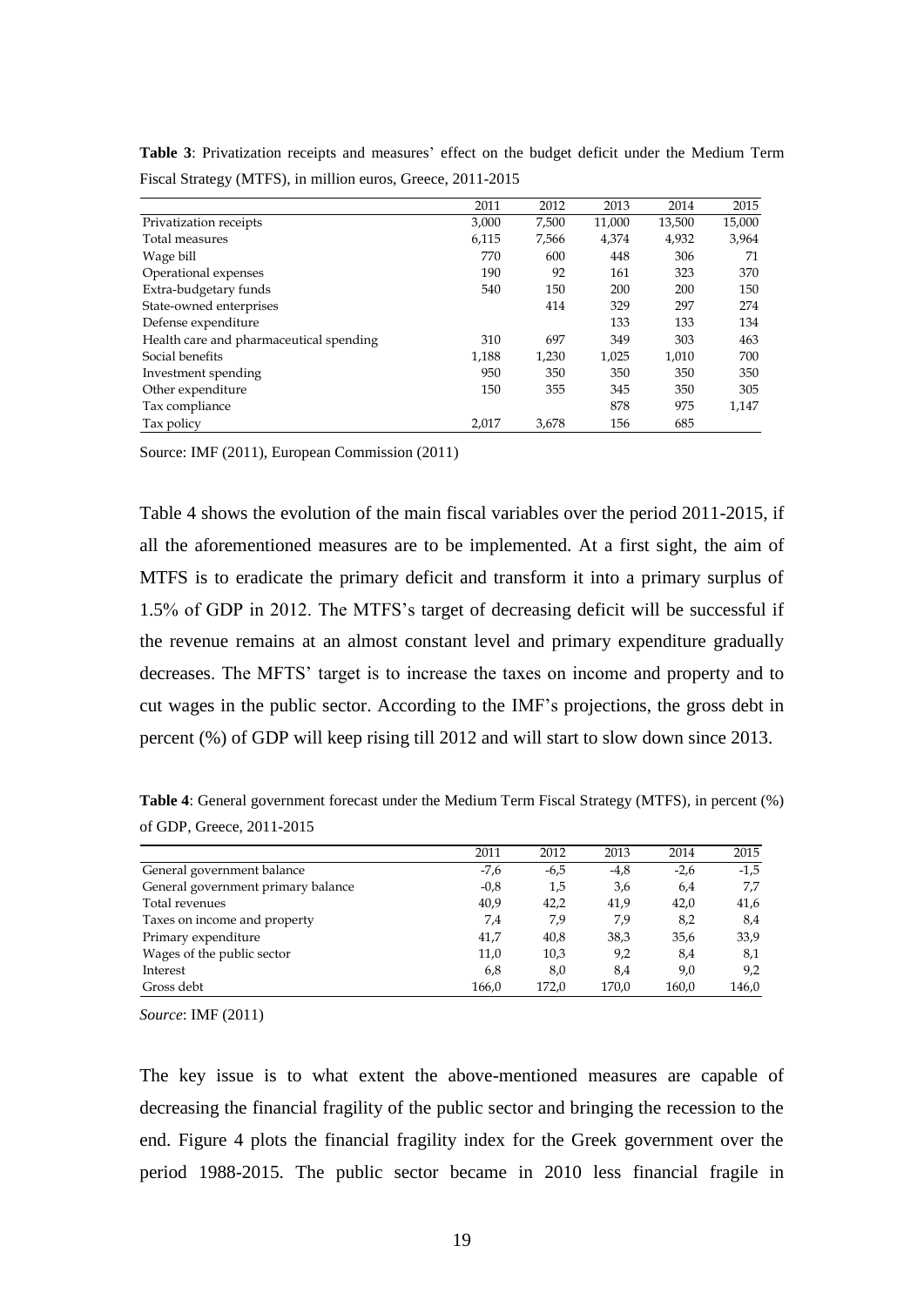**Table 3**: Privatization receipts and measures' effect on the budget deficit under the Medium Term Fiscal Strategy (MTFS), in million euros, Greece, 2011-2015

| | 2011 | 2012 | 2013 | 2014 | 2015 |
|---|---|---|---|---|---|
| Privatization receipts | 3,000 | 7,500 | 11,000 | 13,500 | 15,000 |
| Total measures | 6,115 | 7,566 | 4,374 | 4,932 | 3,964 |
| Wage bill | 770 | 600 | 448 | 306 | 71 |
| Operational expenses | 190 | 92 | 161 | 323 | 370 |
| Extra-budgetary funds | 540 | 150 | 200 | 200 | 150 |
| State-owned enterprises | | 414 | 329 | 297 | 274 |
| Defense expenditure | | | 133 | 133 | 134 |
| Health care and pharmaceutical spending | 310 | 697 | 349 | 303 | 463 |
| Social benefits | 1,188 | 1,230 | 1,025 | 1,010 | 700 |
| Investment spending | 950 | 350 | 350 | 350 | 350 |
| Other expenditure | 150 | 355 | 345 | 350 | 305 |
| Tax compliance | | | 878 | 975 | 1,147 |
| Tax policy | 2,017 | 3,678 | 156 | 685 | |

Source: IMF (2011), European Commission (2011)

Table 4 shows the evolution of the main fiscal variables over the period 2011-2015, if all the aforementioned measures are to be implemented. At a first sight, the aim of MTFS is to eradicate the primary deficit and transform it into a primary surplus of 1.5% of GDP in 2012. The MTFS's target of decreasing deficit will be successful if the revenue remains at an almost constant level and primary expenditure gradually decreases. The MFTS' target is to increase the taxes on income and property and to cut wages in the public sector. According to the IMF's projections, the gross debt in percent (%) of GDP will keep rising till 2012 and will start to slow down since 2013.

**Table 4**: General government forecast under the Medium Term Fiscal Strategy (MTFS), in percent (%) of GDP, Greece, 2011-2015

| | 2011 | 2012 | 2013 | 2014 | 2015 |
|---|---|---|---|---|---|
| General government balance | -7,6 | -6,5 | -4,8 | -2,6 | -1,5 |
| General government primary balance | -0,8 | 1,5 | 3,6 | 6,4 | 7,7 |
| Total revenues | 40,9 | 42,2 | 41,9 | 42,0 | 41,6 |
| Taxes on income and property | 7,4 | 7,9 | 7,9 | 8,2 | 8,4 |
| Primary expenditure | 41,7 | 40,8 | 38,3 | 35,6 | 33,9 |
| Wages of the public sector | 11,0 | 10,3 | 9,2 | 8,4 | 8,1 |
| Interest | 6,8 | 8,0 | 8,4 | 9,0 | 9,2 |
| Gross debt | 166,0 | 172,0 | 170,0 | 160,0 | 146,0 |

*Source*: IMF (2011)

The key issue is to what extent the above-mentioned measures are capable of decreasing the financial fragility of the public sector and bringing the recession to the end. Figure 4 plots the financial fragility index for the Greek government over the period 1988-2015. The public sector became in 2010 less financial fragile in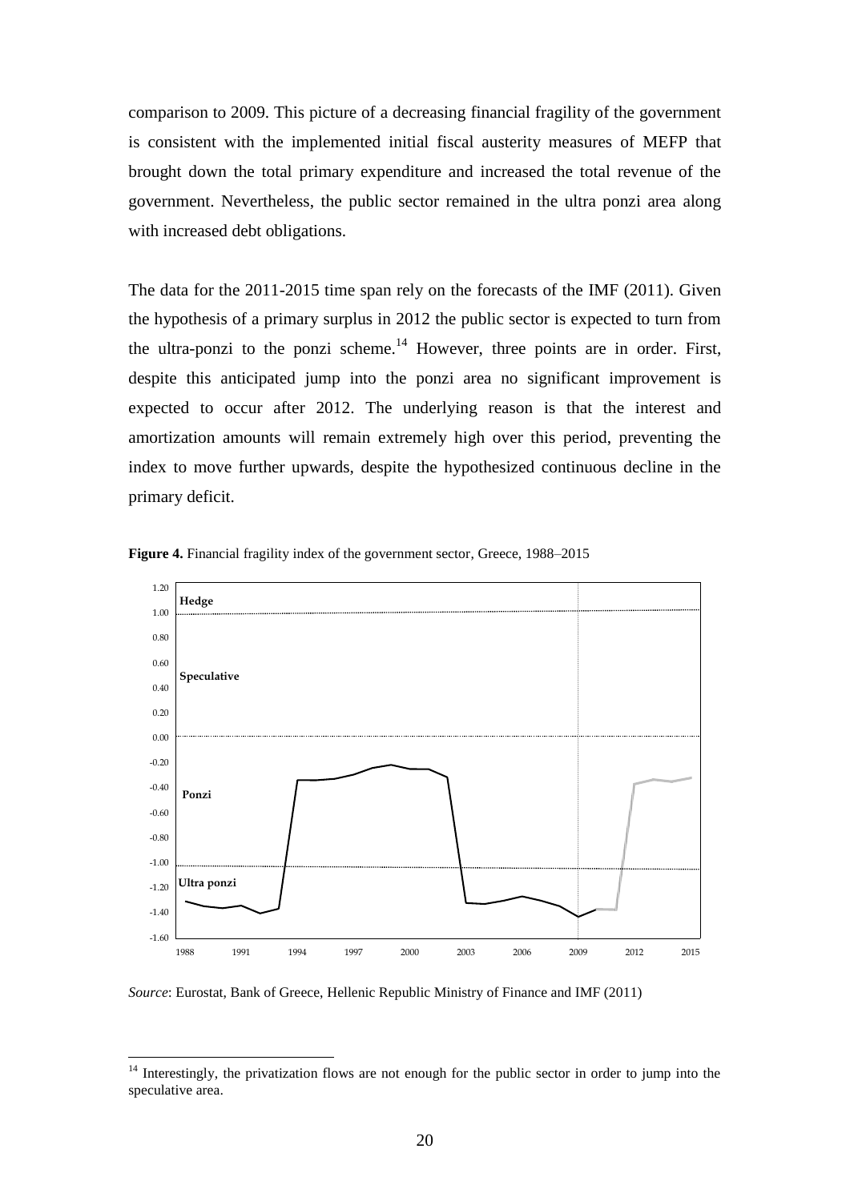comparison to 2009. This picture of a decreasing financial fragility of the government is consistent with the implemented initial fiscal austerity measures of MEFP that brought down the total primary expenditure and increased the total revenue of the government. Nevertheless, the public sector remained in the ultra ponzi area along with increased debt obligations.

The data for the 2011-2015 time span rely on the forecasts of the IMF (2011). Given the hypothesis of a primary surplus in 2012 the public sector is expected to turn from the ultra-ponzi to the ponzi scheme.[14] However, three points are in order. First, despite this anticipated jump into the ponzi area no significant improvement is expected to occur after 2012. The underlying reason is that the interest and amortization amounts will remain extremely high over this period, preventing the index to move further upwards, despite the hypothesized continuous decline in the primary deficit.

**Figure 4.** Financial fragility index of the government sector, Greece, 1988–2015

*Source*: Eurostat, Bank of Greece, Hellenic Republic Ministry of Finance and IMF (2011)

[14] Interestingly, the privatization flows are not enough for the public sector in order to jump into the speculative area.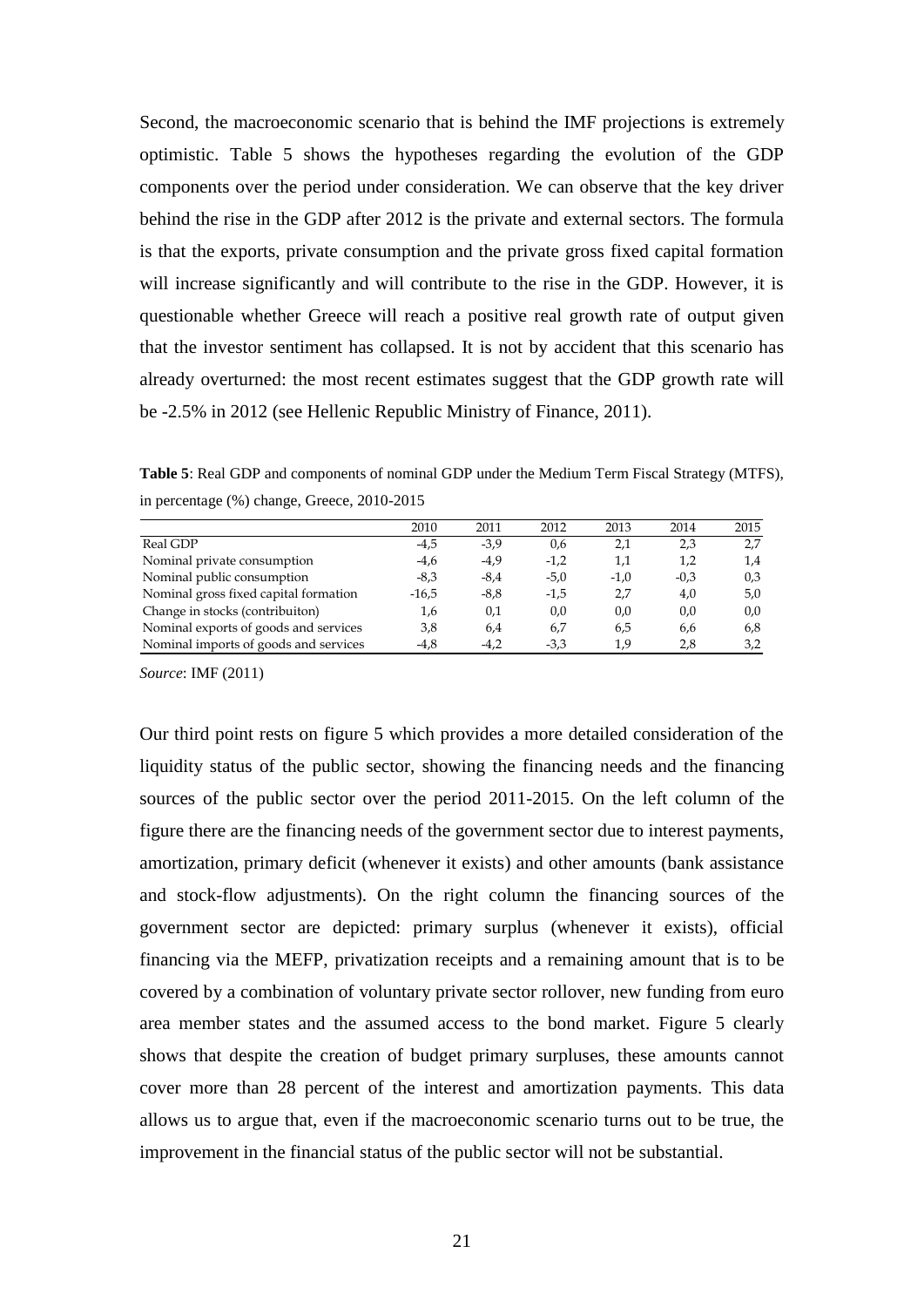Second, the macroeconomic scenario that is behind the IMF projections is extremely optimistic. Table 5 shows the hypotheses regarding the evolution of the GDP components over the period under consideration. We can observe that the key driver behind the rise in the GDP after 2012 is the private and external sectors. The formula is that the exports, private consumption and the private gross fixed capital formation will increase significantly and will contribute to the rise in the GDP. However, it is questionable whether Greece will reach a positive real growth rate of output given that the investor sentiment has collapsed. It is not by accident that this scenario has already overturned: the most recent estimates suggest that the GDP growth rate will be -2.5% in 2012 (see Hellenic Republic Ministry of Finance, 2011).

**Table 5**: Real GDP and components of nominal GDP under the Medium Term Fiscal Strategy (MTFS), in percentage (%) change, Greece, 2010-2015

| | 2010 | 2011 | 2012 | 2013 | 2014 | 2015 |
|---|---|---|---|---|---|---|
| Real GDP | -4,5 | -3,9 | 0,6 | 2,1 | 2,3 | 2,7 |
| Nominal private consumption | -4,6 | -4,9 | -1,2 | 1,1 | 1,2 | 1,4 |
| Nominal public consumption | -8,3 | -8,4 | -5,0 | -1,0 | -0,3 | 0,3 |
| Nominal gross fixed capital formation | -16,5 | -8,8 | -1,5 | 2,7 | 4,0 | 5,0 |
| Change in stocks (contribuiton) | 1,6 | 0,1 | 0,0 | 0,0 | 0,0 | 0,0 |
| Nominal exports of goods and services | 3,8 | 6,4 | 6,7 | 6,5 | 6,6 | 6,8 |
| Nominal imports of goods and services | -4,8 | -4,2 | -3,3 | 1,9 | 2,8 | 3,2 |

*Source*: IMF (2011)

Our third point rests on figure 5 which provides a more detailed consideration of the liquidity status of the public sector, showing the financing needs and the financing sources of the public sector over the period 2011-2015. On the left column of the figure there are the financing needs of the government sector due to interest payments, amortization, primary deficit (whenever it exists) and other amounts (bank assistance and stock-flow adjustments). On the right column the financing sources of the government sector are depicted: primary surplus (whenever it exists), official financing via the MEFP, privatization receipts and a remaining amount that is to be covered by a combination of voluntary private sector rollover, new funding from euro area member states and the assumed access to the bond market. Figure 5 clearly shows that despite the creation of budget primary surpluses, these amounts cannot cover more than 28 percent of the interest and amortization payments. This data allows us to argue that, even if the macroeconomic scenario turns out to be true, the improvement in the financial status of the public sector will not be substantial.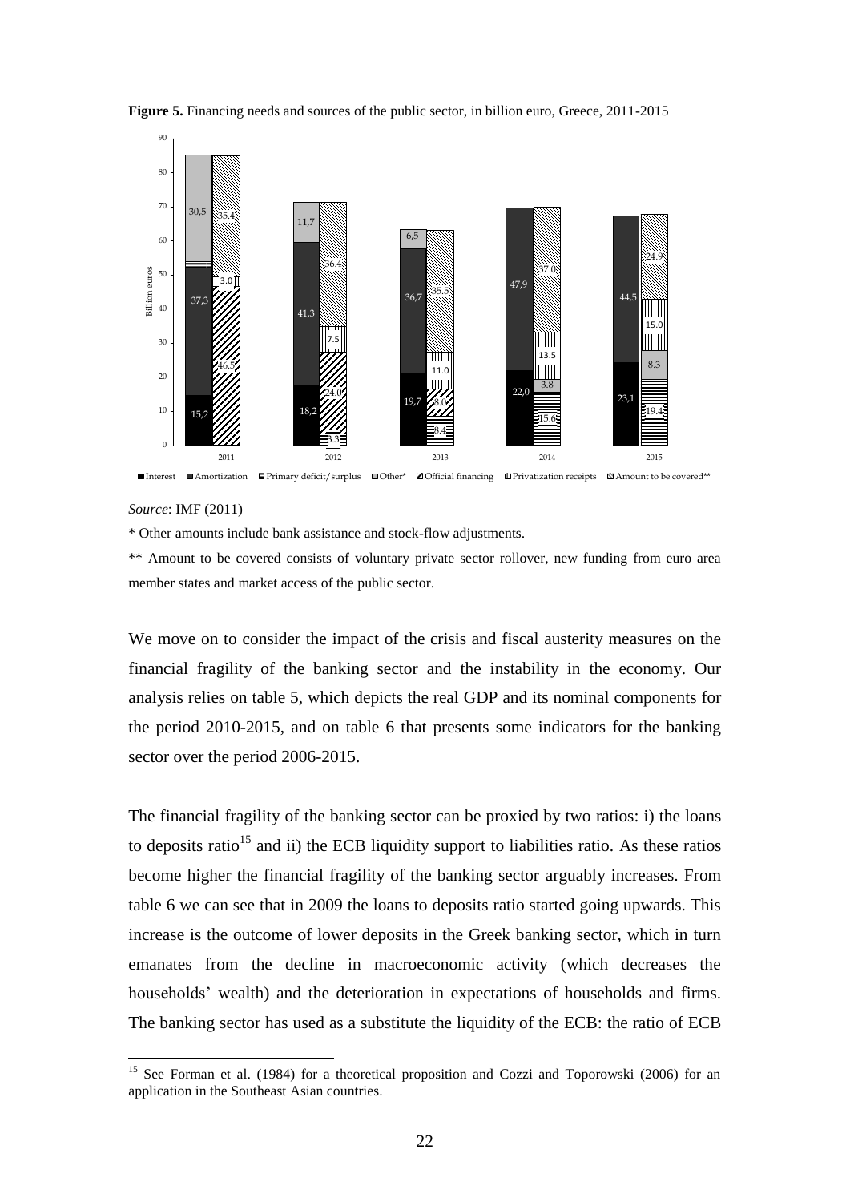**Figure 5.** Financing needs and sources of the public sector, in billion euro, Greece, 2011-2015

*Source*: IMF (2011)

\* Other amounts include bank assistance and stock-flow adjustments.

\*\* Amount to be covered consists of voluntary private sector rollover, new funding from euro area member states and market access of the public sector.

We move on to consider the impact of the crisis and fiscal austerity measures on the financial fragility of the banking sector and the instability in the economy. Our analysis relies on table 5, which depicts the real GDP and its nominal components for the period 2010-2015, and on table 6 that presents some indicators for the banking sector over the period 2006-2015.

The financial fragility of the banking sector can be proxied by two ratios: i) the loans to deposits ratio[15] and ii) the ECB liquidity support to liabilities ratio. As these ratios become higher the financial fragility of the banking sector arguably increases. From table 6 we can see that in 2009 the loans to deposits ratio started going upwards. This increase is the outcome of lower deposits in the Greek banking sector, which in turn emanates from the decline in macroeconomic activity (which decreases the households' wealth) and the deterioration in expectations of households and firms. The banking sector has used as a substitute the liquidity of the ECB: the ratio of ECB

[15] See Forman et al. (1984) for a theoretical proposition and Cozzi and Toporowski (2006) for an application in the Southeast Asian countries.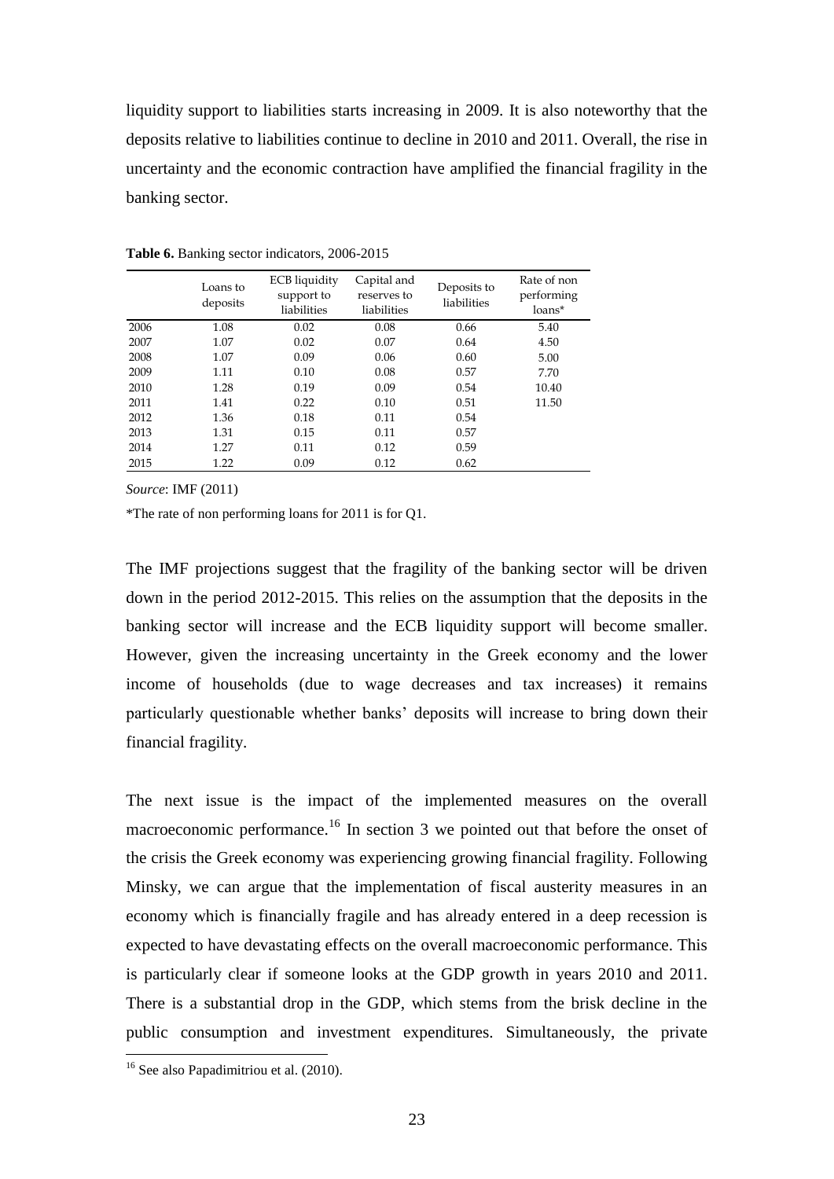liquidity support to liabilities starts increasing in 2009. It is also noteworthy that the deposits relative to liabilities continue to decline in 2010 and 2011. Overall, the rise in uncertainty and the economic contraction have amplified the financial fragility in the banking sector.

**Table 6.** Banking sector indicators, 2006-2015

| | Loans to deposits | ECB liquidity support to liabilities | Capital and reserves to liabilities | Deposits to liabilities | Rate of non performing loans* |
|---|---|---|---|---|---|
| 2006 | 1.08 | 0.02 | 0.08 | 0.66 | 5.40 |
| 2007 | 1.07 | 0.02 | 0.07 | 0.64 | 4.50 |
| 2008 | 1.07 | 0.09 | 0.06 | 0.60 | 5.00 |
| 2009 | 1.11 | 0.10 | 0.08 | 0.57 | 7.70 |
| 2010 | 1.28 | 0.19 | 0.09 | 0.54 | 10.40 |
| 2011 | 1.41 | 0.22 | 0.10 | 0.51 | 11.50 |
| 2012 | 1.36 | 0.18 | 0.11 | 0.54 | |
| 2013 | 1.31 | 0.15 | 0.11 | 0.57 | |
| 2014 | 1.27 | 0.11 | 0.12 | 0.59 | |
| 2015 | 1.22 | 0.09 | 0.12 | 0.62 | |

*Source*: IMF (2011)

*The rate of non performing loans for 2011 is for Q1.

The IMF projections suggest that the fragility of the banking sector will be driven down in the period 2012-2015. This relies on the assumption that the deposits in the banking sector will increase and the ECB liquidity support will become smaller. However, given the increasing uncertainty in the Greek economy and the lower income of households (due to wage decreases and tax increases) it remains particularly questionable whether banks' deposits will increase to bring down their financial fragility.

The next issue is the impact of the implemented measures on the overall macroeconomic performance.[16] In section 3 we pointed out that before the onset of the crisis the Greek economy was experiencing growing financial fragility. Following Minsky, we can argue that the implementation of fiscal austerity measures in an economy which is financially fragile and has already entered in a deep recession is expected to have devastating effects on the overall macroeconomic performance. This is particularly clear if someone looks at the GDP growth in years 2010 and 2011. There is a substantial drop in the GDP, which stems from the brisk decline in the public consumption and investment expenditures. Simultaneously, the private

[16] See also Papadimitriou et al. (2010).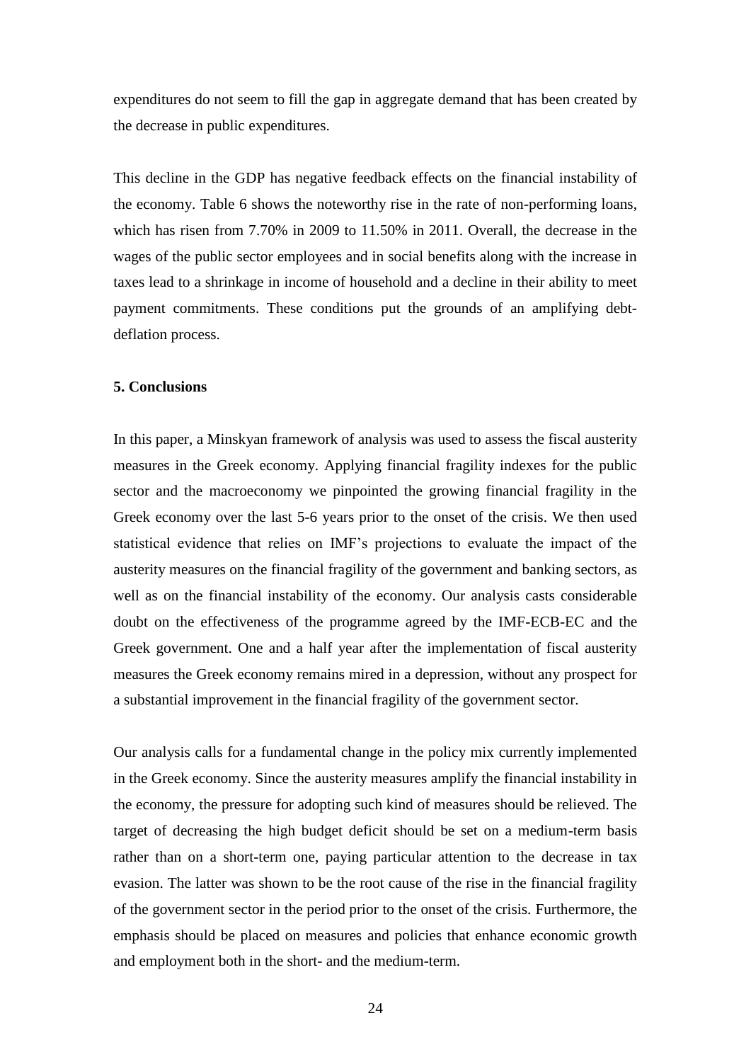expenditures do not seem to fill the gap in aggregate demand that has been created by the decrease in public expenditures.

This decline in the GDP has negative feedback effects on the financial instability of the economy. Table 6 shows the noteworthy rise in the rate of non-performing loans, which has risen from 7.70% in 2009 to 11.50% in 2011. Overall, the decrease in the wages of the public sector employees and in social benefits along with the increase in taxes lead to a shrinkage in income of household and a decline in their ability to meet payment commitments. These conditions put the grounds of an amplifying debt-deflation process.

## 5. Conclusions

In this paper, a Minskyan framework of analysis was used to assess the fiscal austerity measures in the Greek economy. Applying financial fragility indexes for the public sector and the macroeconomy we pinpointed the growing financial fragility in the Greek economy over the last 5-6 years prior to the onset of the crisis. We then used statistical evidence that relies on IMF's projections to evaluate the impact of the austerity measures on the financial fragility of the government and banking sectors, as well as on the financial instability of the economy. Our analysis casts considerable doubt on the effectiveness of the programme agreed by the IMF-ECB-EC and the Greek government. One and a half year after the implementation of fiscal austerity measures the Greek economy remains mired in a depression, without any prospect for a substantial improvement in the financial fragility of the government sector.

Our analysis calls for a fundamental change in the policy mix currently implemented in the Greek economy. Since the austerity measures amplify the financial instability in the economy, the pressure for adopting such kind of measures should be relieved. The target of decreasing the high budget deficit should be set on a medium-term basis rather than on a short-term one, paying particular attention to the decrease in tax evasion. The latter was shown to be the root cause of the rise in the financial fragility of the government sector in the period prior to the onset of the crisis. Furthermore, the emphasis should be placed on measures and policies that enhance economic growth and employment both in the short- and the medium-term.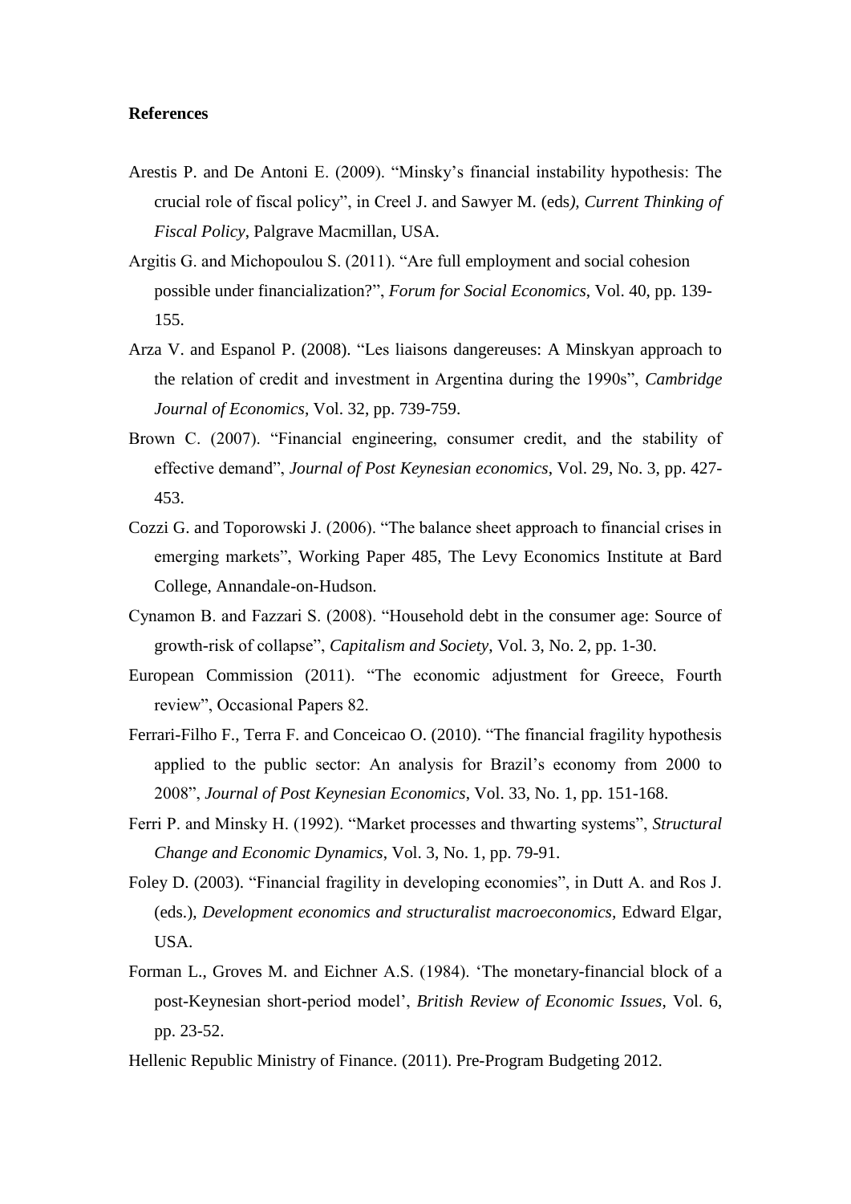**References**

Arestis P. and De Antoni E. (2009). "Minsky's financial instability hypothesis: The crucial role of fiscal policy", in Creel J. and Sawyer M. (eds*), Current Thinking of Fiscal Policy*, Palgrave Macmillan, USA.

Argitis G. and Michopoulou S. (2011). "Are full employment and social cohesion possible under financialization?", *Forum for Social Economics*, Vol. 40, pp. 139-155.

Arza V. and Espanol P. (2008). "Les liaisons dangereuses: A Minskyan approach to the relation of credit and investment in Argentina during the 1990s", *Cambridge Journal of Economics*, Vol. 32, pp. 739-759.

Brown C. (2007). "Financial engineering, consumer credit, and the stability of effective demand", *Journal of Post Keynesian economics*, Vol. 29, No. 3, pp. 427-453.

Cozzi G. and Toporowski J. (2006). "The balance sheet approach to financial crises in emerging markets", Working Paper 485, The Levy Economics Institute at Bard College, Annandale-on-Hudson.

Cynamon B. and Fazzari S. (2008). "Household debt in the consumer age: Source of growth-risk of collapse", *Capitalism and Society*, Vol. 3, No. 2, pp. 1-30.

European Commission (2011). "The economic adjustment for Greece, Fourth review", Occasional Papers 82.

Ferrari-Filho F., Terra F. and Conceicao O. (2010). "The financial fragility hypothesis applied to the public sector: An analysis for Brazil's economy from 2000 to 2008", *Journal of Post Keynesian Economics*, Vol. 33, No. 1, pp. 151-168.

Ferri P. and Minsky H. (1992). "Market processes and thwarting systems", *Structural Change and Economic Dynamics*, Vol. 3, No. 1, pp. 79-91.

Foley D. (2003). "Financial fragility in developing economies", in Dutt A. and Ros J. (eds.), *Development economics and structuralist macroeconomics*, Edward Elgar, USA.

Forman L., Groves M. and Eichner A.S. (1984). 'The monetary-financial block of a post-Keynesian short-period model', *British Review of Economic Issues*, Vol. 6, pp. 23-52.

Hellenic Republic Ministry of Finance. (2011). Pre-Program Budgeting 2012.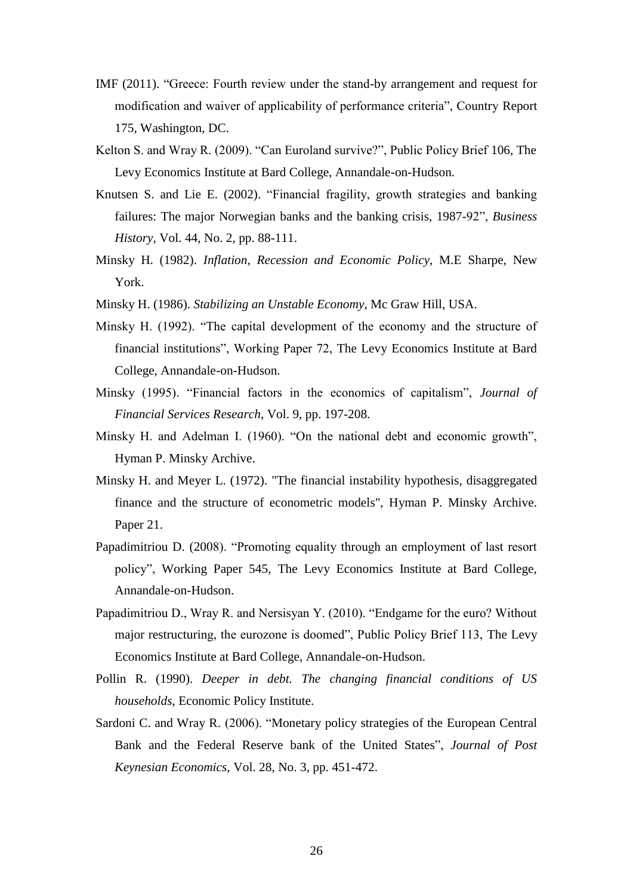IMF (2011). "Greece: Fourth review under the stand-by arrangement and request for modification and waiver of applicability of performance criteria", Country Report 175, Washington, DC.

Kelton S. and Wray R. (2009). "Can Euroland survive?", Public Policy Brief 106, The Levy Economics Institute at Bard College, Annandale-on-Hudson.

Knutsen S. and Lie E. (2002). "Financial fragility, growth strategies and banking failures: The major Norwegian banks and the banking crisis, 1987-92", *Business History*, Vol. 44, No. 2, pp. 88-111.

Minsky H. (1982). *Inflation, Recession and Economic Policy*, M.E Sharpe, New York.

Minsky H. (1986). *Stabilizing an Unstable Economy*, Mc Graw Hill, USA.

Minsky H. (1992). "The capital development of the economy and the structure of financial institutions", Working Paper 72, The Levy Economics Institute at Bard College, Annandale-on-Hudson.

Minsky (1995). "Financial factors in the economics of capitalism", *Journal of Financial Services Research*, Vol. 9, pp. 197-208.

Minsky H. and Adelman I. (1960). "On the national debt and economic growth", Hyman P. Minsky Archive.

Minsky H. and Meyer L. (1972). "The financial instability hypothesis, disaggregated finance and the structure of econometric models", Hyman P. Minsky Archive. Paper 21.

Papadimitriou D. (2008). "Promoting equality through an employment of last resort policy", Working Paper 545, The Levy Economics Institute at Bard College, Annandale-on-Hudson.

Papadimitriou D., Wray R. and Nersisyan Y. (2010). "Endgame for the euro? Without major restructuring, the eurozone is doomed", Public Policy Brief 113, The Levy Economics Institute at Bard College, Annandale-on-Hudson.

Pollin R. (1990). *Deeper in debt. The changing financial conditions of US households*, Economic Policy Institute.

Sardoni C. and Wray R. (2006). "Monetary policy strategies of the European Central Bank and the Federal Reserve bank of the United States", *Journal of Post Keynesian Economics*, Vol. 28, No. 3, pp. 451-472.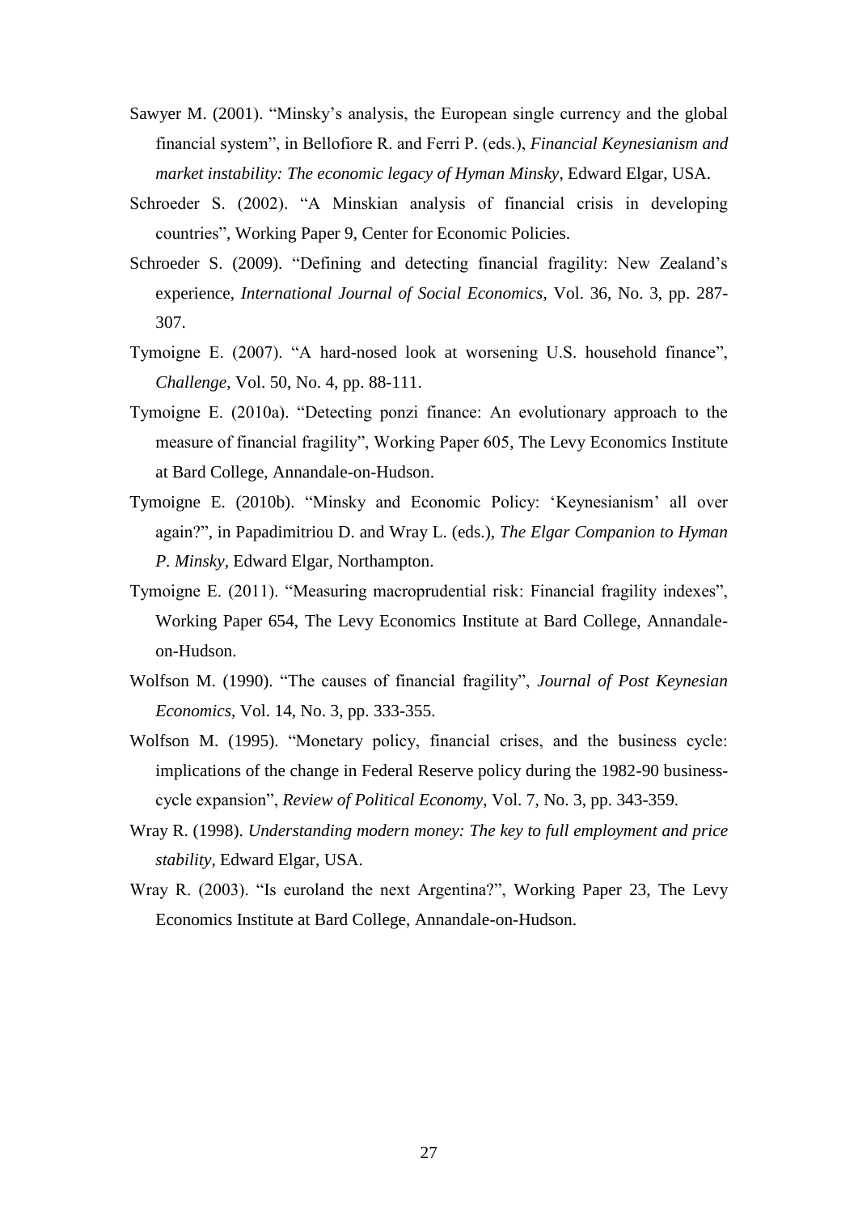Sawyer M. (2001). "Minsky's analysis, the European single currency and the global financial system", in Bellofiore R. and Ferri P. (eds.), *Financial Keynesianism and market instability: The economic legacy of Hyman Minsky*, Edward Elgar, USA.

Schroeder S. (2002). "A Minskian analysis of financial crisis in developing countries", Working Paper 9, Center for Economic Policies.

Schroeder S. (2009). "Defining and detecting financial fragility: New Zealand's experience, *International Journal of Social Economics*, Vol. 36, No. 3, pp. 287-307.

Tymoigne E. (2007). "A hard-nosed look at worsening U.S. household finance", *Challenge*, Vol. 50, No. 4, pp. 88-111.

Tymoigne E. (2010a). "Detecting ponzi finance: An evolutionary approach to the measure of financial fragility", Working Paper 605, The Levy Economics Institute at Bard College, Annandale-on-Hudson.

Tymoigne E. (2010b). "Minsky and Economic Policy: 'Keynesianism' all over again?", in Papadimitriou D. and Wray L. (eds.), *The Elgar Companion to Hyman P. Minsky*, Edward Elgar, Northampton.

Tymoigne E. (2011). "Measuring macroprudential risk: Financial fragility indexes", Working Paper 654, The Levy Economics Institute at Bard College, Annandale-on-Hudson.

Wolfson M. (1990). "The causes of financial fragility", *Journal of Post Keynesian Economics*, Vol. 14, No. 3, pp. 333-355.

Wolfson M. (1995). "Monetary policy, financial crises, and the business cycle: implications of the change in Federal Reserve policy during the 1982-90 business-cycle expansion", *Review of Political Economy*, Vol. 7, No. 3, pp. 343-359.

Wray R. (1998). *Understanding modern money: The key to full employment and price stability*, Edward Elgar, USA.

Wray R. (2003). "Is euroland the next Argentina?", Working Paper 23, The Levy Economics Institute at Bard College, Annandale-on-Hudson.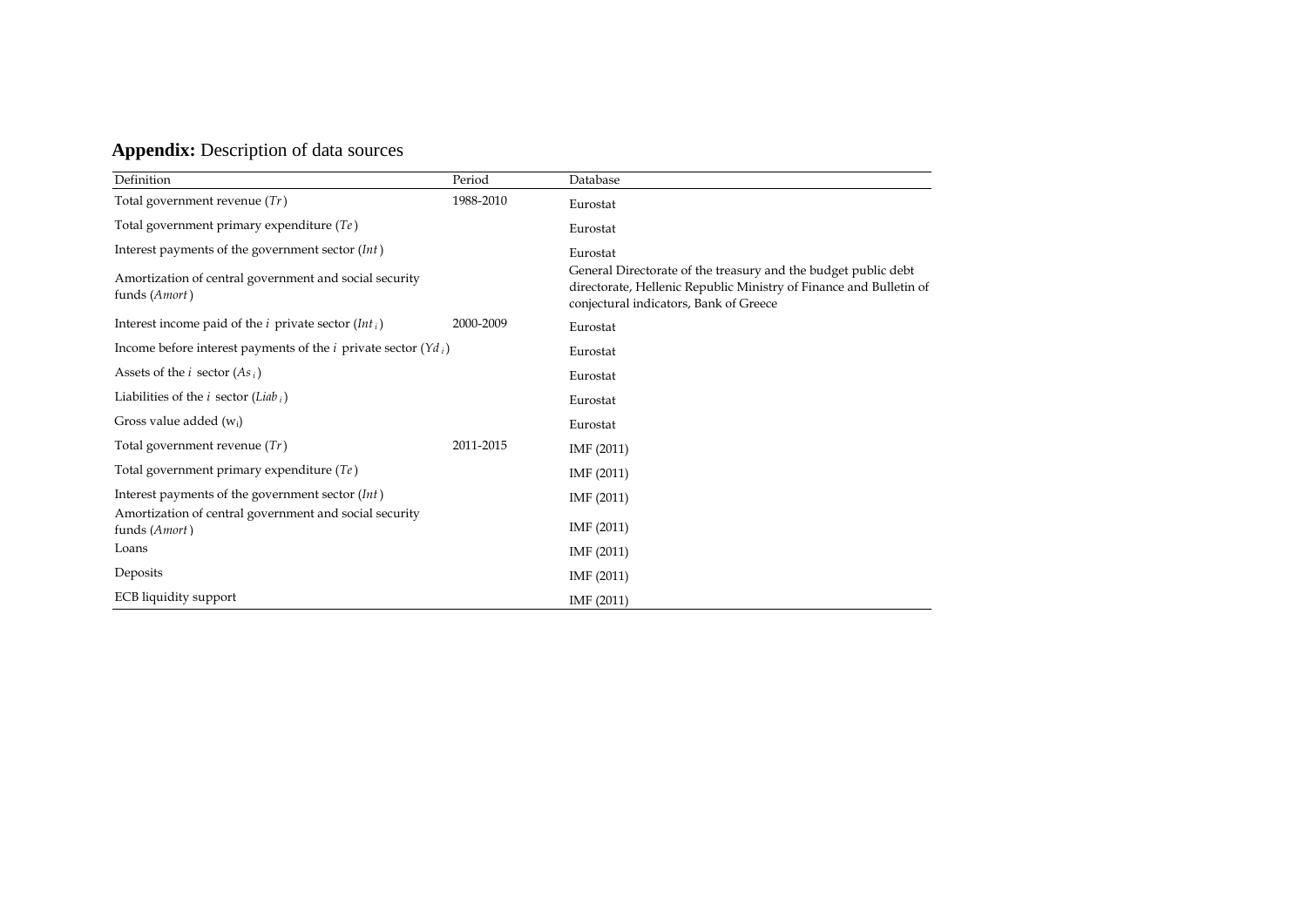**Appendix:** Description of data sources

| Definition | Period | Database |
|---|---|---|
| Total government revenue ($Tr$) | 1988-2010 | Eurostat |
| Total government primary expenditure ($Te$) | | Eurostat |
| Interest payments of the government sector ($Int$) | | Eurostat |
| Amortization of central government and social security funds ($Amort$) | | General Directorate of the treasury and the budget public debt directorate, Hellenic Republic Ministry of Finance and Bulletin of conjectural indicators, Bank of Greece |
| Interest income paid of the $i$ private sector ($Int_i$) | 2000-2009 | Eurostat |
| Income before interest payments of the $i$ private sector ($Yd_i$) | | Eurostat |
| Assets of the $i$ sector ($As_i$) | | Eurostat |
| Liabilities of the $i$ sector ($Liab_i$) | | Eurostat |
| Gross value added ($w_i$) | | Eurostat |
| Total government revenue ($Tr$) | 2011-2015 | IMF (2011) |
| Total government primary expenditure ($Te$) | | IMF (2011) |
| Interest payments of the government sector ($Int$) | | IMF (2011) |
| Amortization of central government and social security funds ($Amort$) | | IMF (2011) |
| Loans | | IMF (2011) |
| Deposits | | IMF (2011) |
| ECB liquidity support | | IMF (2011) |